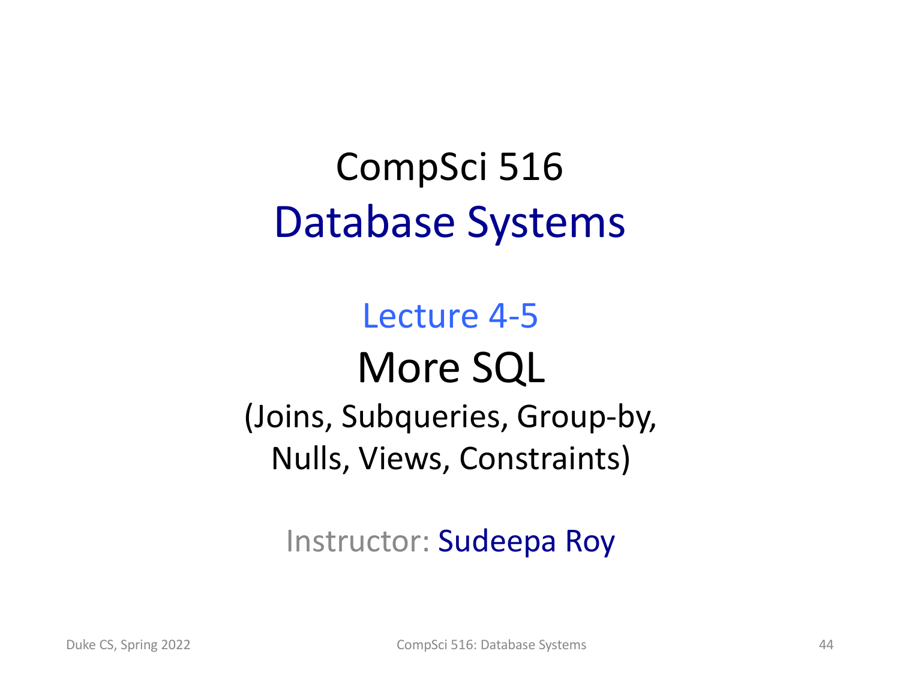# CompSci 516

## Database Systems

### Lecture 4-5

## More SQL

(Joins, Subqueries, Group-by, Nulls, Views, Constraints)

Instructor: Sudeepa Roy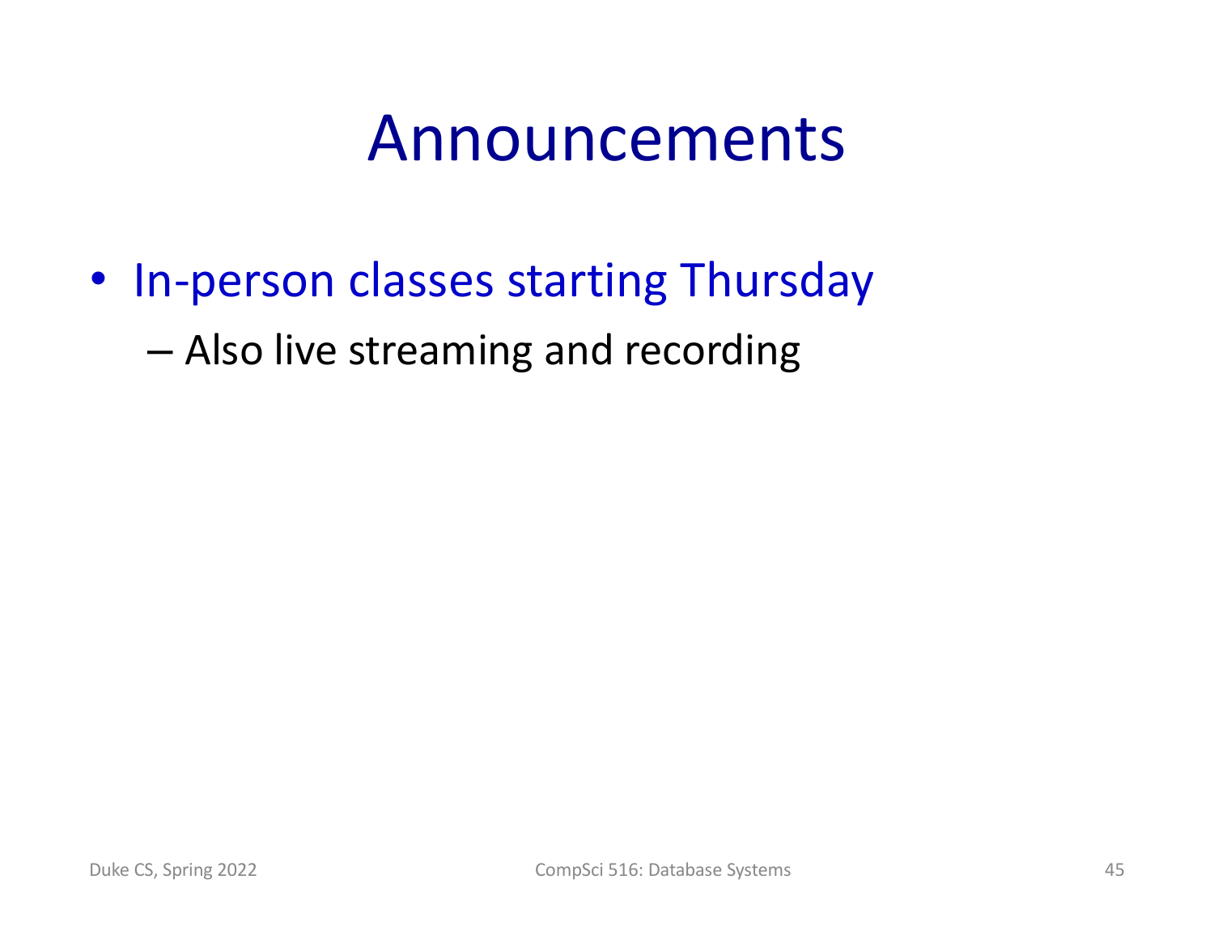# Announcements

- In-person classes starting Thursday
  - Also live streaming and recording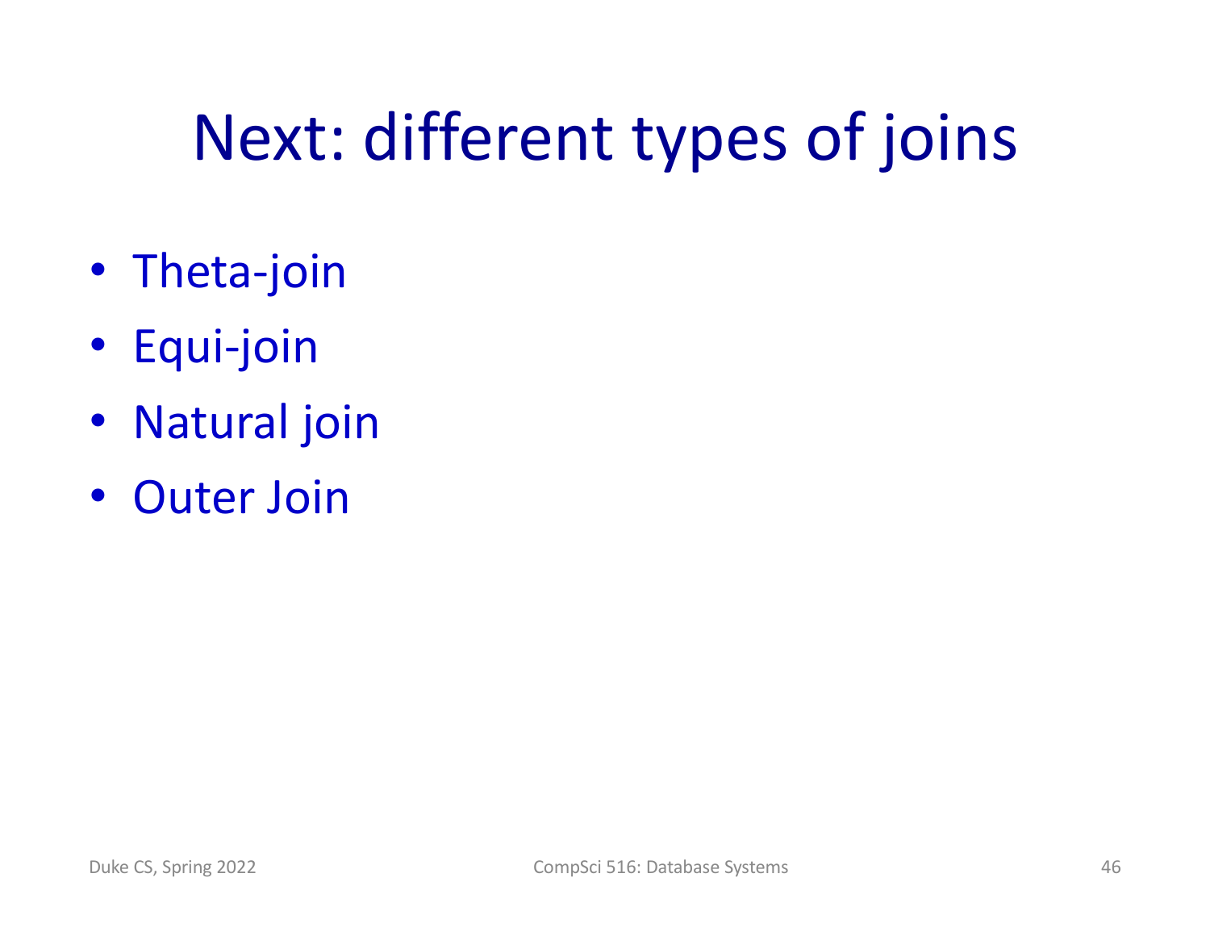# Next: different types of joins

- Theta-join
- Equi-join
- Natural join
- Outer Join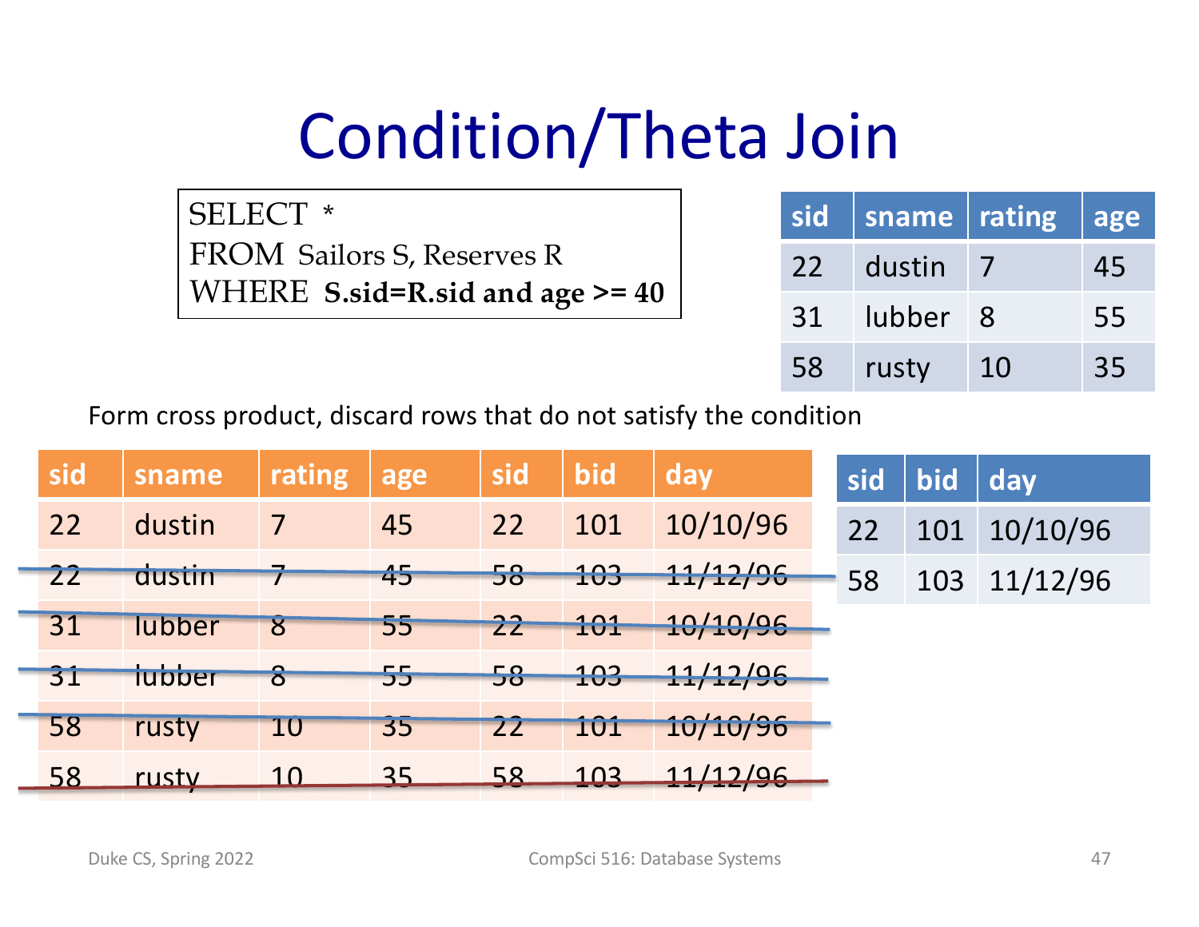# Condition/Theta Join

```
SELECT *
FROM Sailors S, Reserves R
WHERE S.sid=R.sid and age >= 40
```

| sid | sname | rating | age |
| --- | --- | --- | --- |
| 22 | dustin | 7 | 45 |
| 31 | lubber | 8 | 55 |
| 58 | rusty | 10 | 35 |

Form cross product, discard rows that do not satisfy the condition

| sid | sname | rating | age | sid | bid | day |
| --- | --- | --- | --- | --- | --- | --- |
| 22 | dustin | 7 | 45 | 22 | 101 | 10/10/96 |
| ~~22~~ | ~~dustin~~ | ~~7~~ | ~~45~~ | ~~58~~ | ~~103~~ | ~~11/12/96~~ |
| ~~31~~ | ~~lubber~~ | ~~8~~ | ~~55~~ | ~~22~~ | ~~101~~ | ~~10/10/96~~ |
| ~~31~~ | ~~lubber~~ | ~~8~~ | ~~55~~ | ~~58~~ | ~~103~~ | ~~11/12/96~~ |
| ~~58~~ | ~~rusty~~ | ~~10~~ | ~~35~~ | ~~22~~ | ~~101~~ | ~~10/10/96~~ |
| ~~58~~ | ~~rusty~~ | ~~10~~ | ~~35~~ | ~~58~~ | ~~103~~ | ~~11/12/96~~ |

| sid | bid | day |
| --- | --- | --- |
| 22 | 101 | 10/10/96 |
| 58 | 103 | 11/12/96 |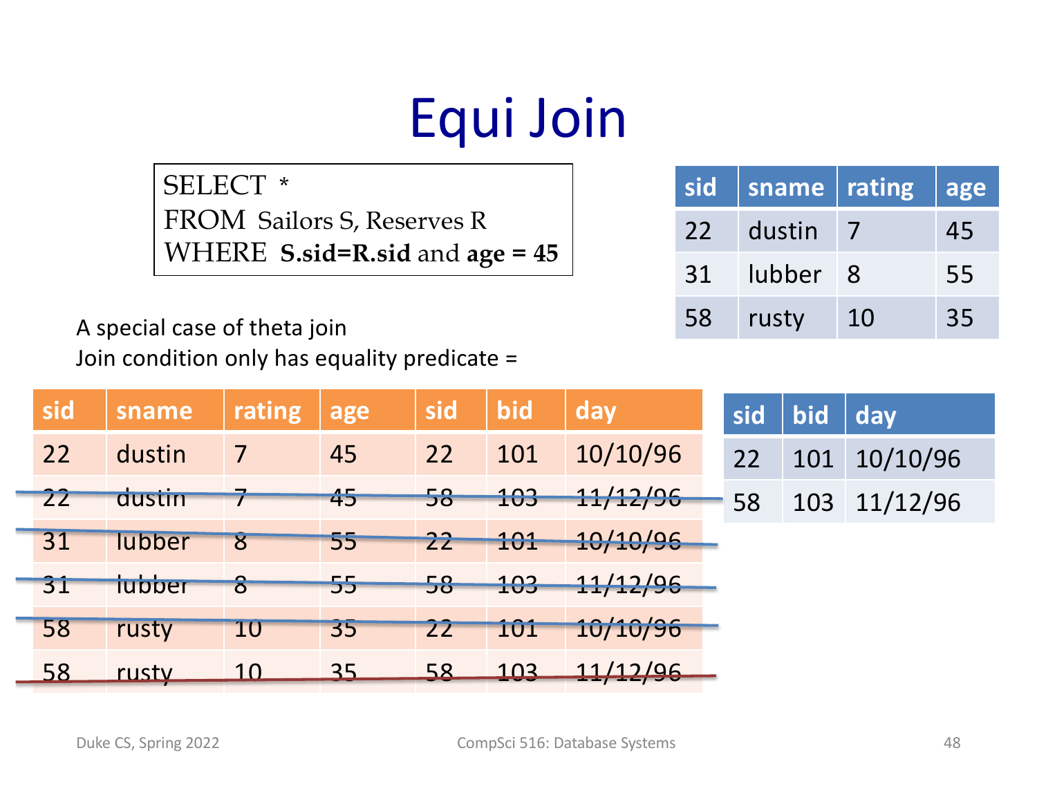# Equi Join

```
SELECT *
FROM Sailors S, Reserves R
WHERE S.sid=R.sid and age = 45
```

| sid | sname | rating | age |
|---|---|---|---|
| 22 | dustin | 7 | 45 |
| 31 | lubber | 8 | 55 |
| 58 | rusty | 10 | 35 |

A special case of theta join
Join condition only has equality predicate =

| sid | bid | day |
|---|---|---|
| 22 | 101 | 10/10/96 |
| 58 | 103 | 11/12/96 |

| sid | sname | rating | age | sid | bid | day |
|---|---|---|---|---|---|---|
| 22 | dustin | 7 | 45 | 22 | 101 | 10/10/96 |
| ~~22~~ | ~~dustin~~ | ~~7~~ | ~~45~~ | ~~58~~ | ~~103~~ | ~~11/12/96~~ |
| ~~31~~ | ~~lubber~~ | ~~8~~ | ~~55~~ | ~~22~~ | ~~101~~ | ~~10/10/96~~ |
| ~~31~~ | ~~lubber~~ | ~~8~~ | ~~55~~ | ~~58~~ | ~~103~~ | ~~11/12/96~~ |
| ~~58~~ | ~~rusty~~ | ~~10~~ | ~~35~~ | ~~22~~ | ~~101~~ | ~~10/10/96~~ |
| ~~58~~ | ~~rusty~~ | ~~10~~ | ~~35~~ | ~~58~~ | ~~103~~ | ~~11/12/96~~ |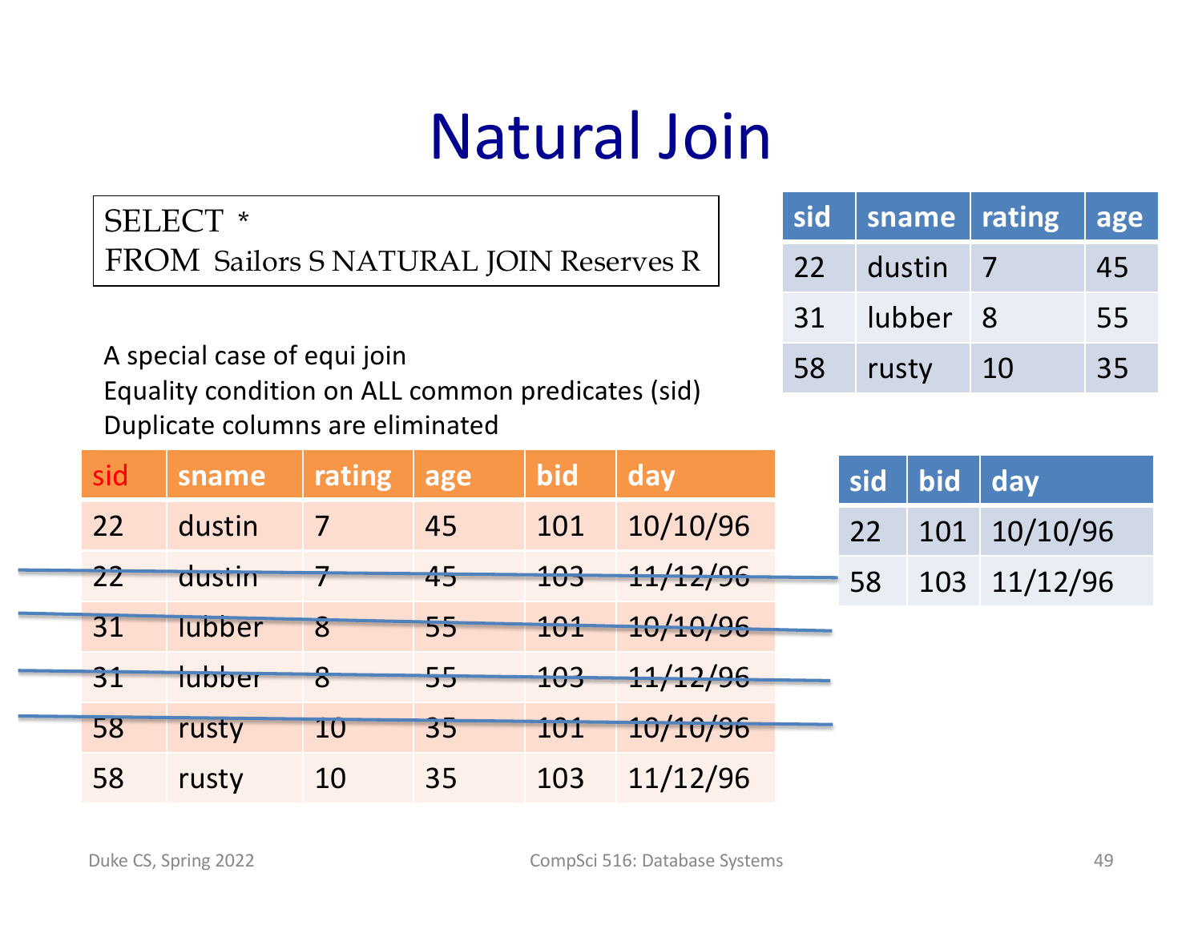# Natural Join

```
SELECT *
FROM Sailors S NATURAL JOIN Reserves R
```

| sid | sname | rating | age |
|---|---|---|---|
| 22 | dustin | 7 | 45 |
| 31 | lubber | 8 | 55 |
| 58 | rusty | 10 | 35 |

A special case of equi join

Equality condition on ALL common predicates (sid)

Duplicate columns are eliminated

| sid | bid | day |
|---|---|---|
| 22 | 101 | 10/10/96 |
| 58 | 103 | 11/12/96 |

| sid | sname | rating | age | bid | day |
|---|---|---|---|---|---|
| 22 | dustin | 7 | 45 | 101 | 10/10/96 |
| ~~22~~ | ~~dustin~~ | ~~7~~ | ~~45~~ | ~~103~~ | ~~11/12/96~~ |
| ~~31~~ | ~~lubber~~ | ~~8~~ | ~~55~~ | ~~101~~ | ~~10/10/96~~ |
| ~~31~~ | ~~lubber~~ | ~~8~~ | ~~55~~ | ~~103~~ | ~~11/12/96~~ |
| ~~58~~ | ~~rusty~~ | ~~10~~ | ~~35~~ | ~~101~~ | ~~10/10/96~~ |
| 58 | rusty | 10 | 35 | 103 | 11/12/96 |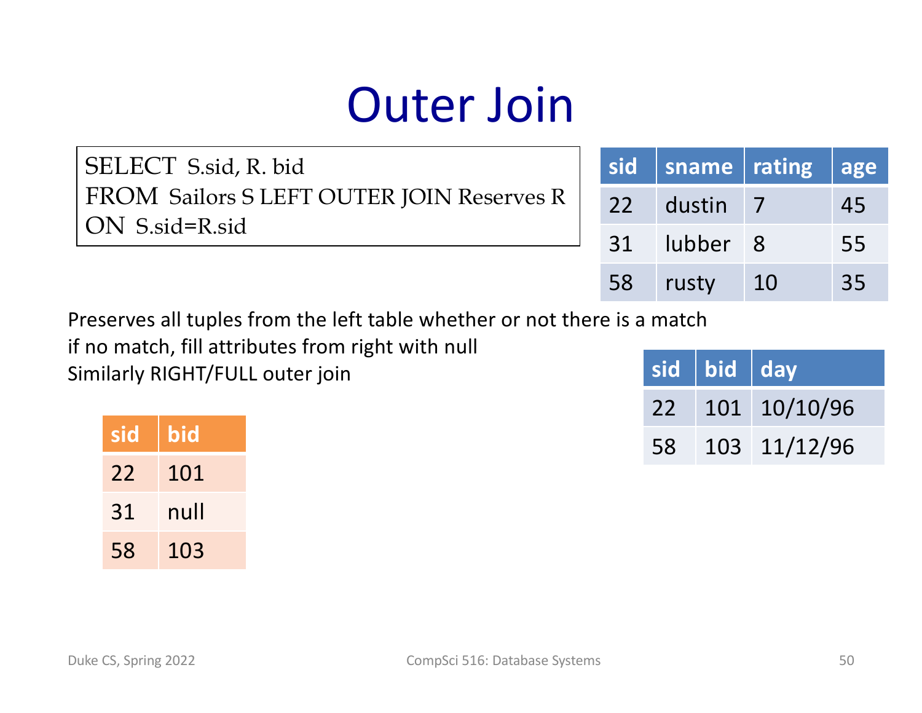# Outer Join

```
SELECT S.sid, R. bid
FROM Sailors S LEFT OUTER JOIN Reserves R
ON S.sid=R.sid
```

| sid | sname | rating | age |
|---|---|---|---|
| 22 | dustin | 7 | 45 |
| 31 | lubber | 8 | 55 |
| 58 | rusty | 10 | 35 |

Preserves all tuples from the left table whether or not there is a match
if no match, fill attributes from right with null
Similarly RIGHT/FULL outer join

| sid | bid | day |
|---|---|---|
| 22 | 101 | 10/10/96 |
| 58 | 103 | 11/12/96 |

| sid | bid |
|---|---|
| 22 | 101 |
| 31 | null |
| 58 | 103 |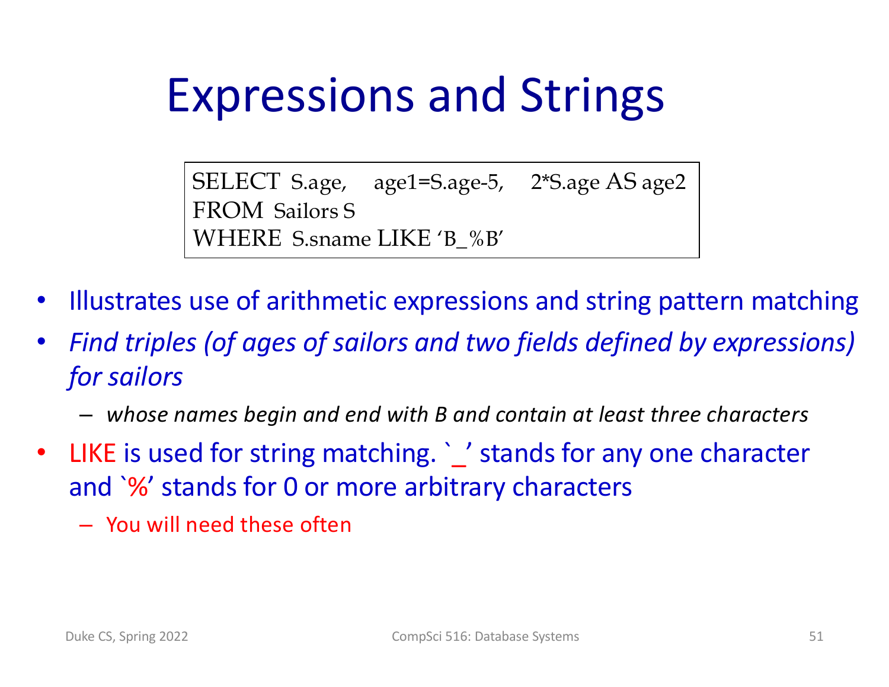# Expressions and Strings

```
SELECT  S.age,    age1=S.age-5,    2*S.age AS age2
FROM  Sailors S
WHERE  S.sname LIKE 'B_%B'
```

- Illustrates use of arithmetic expressions and string pattern matching
- *Find triples (of ages of sailors and two fields defined by expressions) for sailors*
  - *whose names begin and end with B and contain at least three characters*
- LIKE is used for string matching. `_' stands for any one character and `%' stands for 0 or more arbitrary characters
  - You will need these often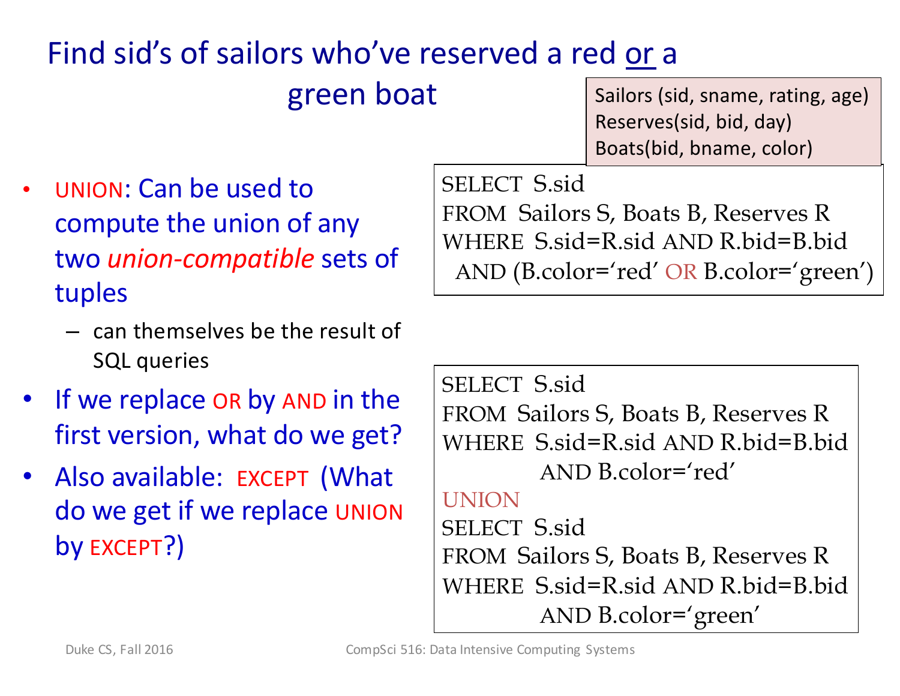# Find sid's of sailors who've reserved a red or a green boat

Sailors (sid, sname, rating, age)
Reserves(sid, bid, day)
Boats(bid, bname, color)

- UNION: Can be used to compute the union of any two *union-compatible* sets of tuples
  - can themselves be the result of SQL queries
- If we replace OR by AND in the first version, what do we get?
- Also available: EXCEPT (What do we get if we replace UNION by EXCEPT?)

```
SELECT  S.sid
FROM  Sailors S, Boats B, Reserves R
WHERE  S.sid=R.sid AND R.bid=B.bid
  AND (B.color='red' OR B.color='green')
```

```
SELECT  S.sid
FROM  Sailors S, Boats B, Reserves R
WHERE  S.sid=R.sid AND R.bid=B.bid
          AND B.color='red'
UNION
SELECT  S.sid
FROM  Sailors S, Boats B, Reserves R
WHERE  S.sid=R.sid AND R.bid=B.bid
          AND B.color='green'
```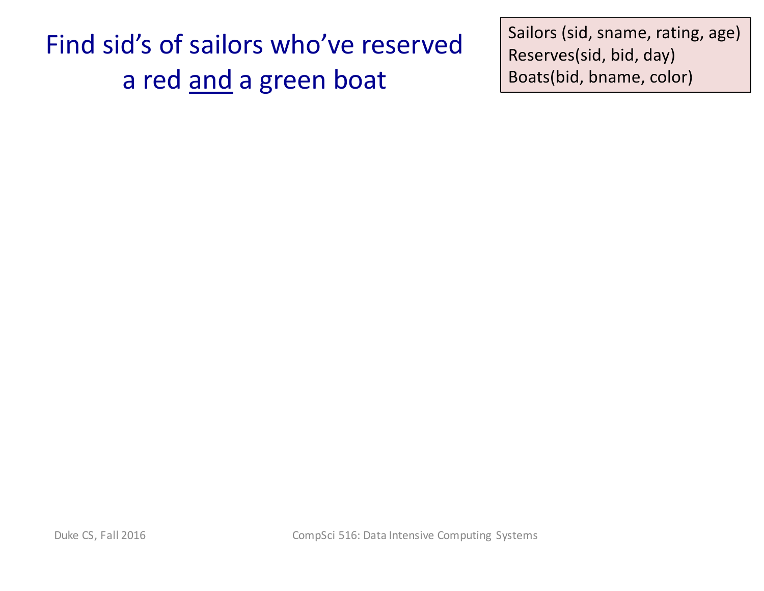# Find sid's of sailors who've reserved a red <u>and</u> a green boat

Sailors (sid, sname, rating, age)
Reserves(sid, bid, day)
Boats(bid, bname, color)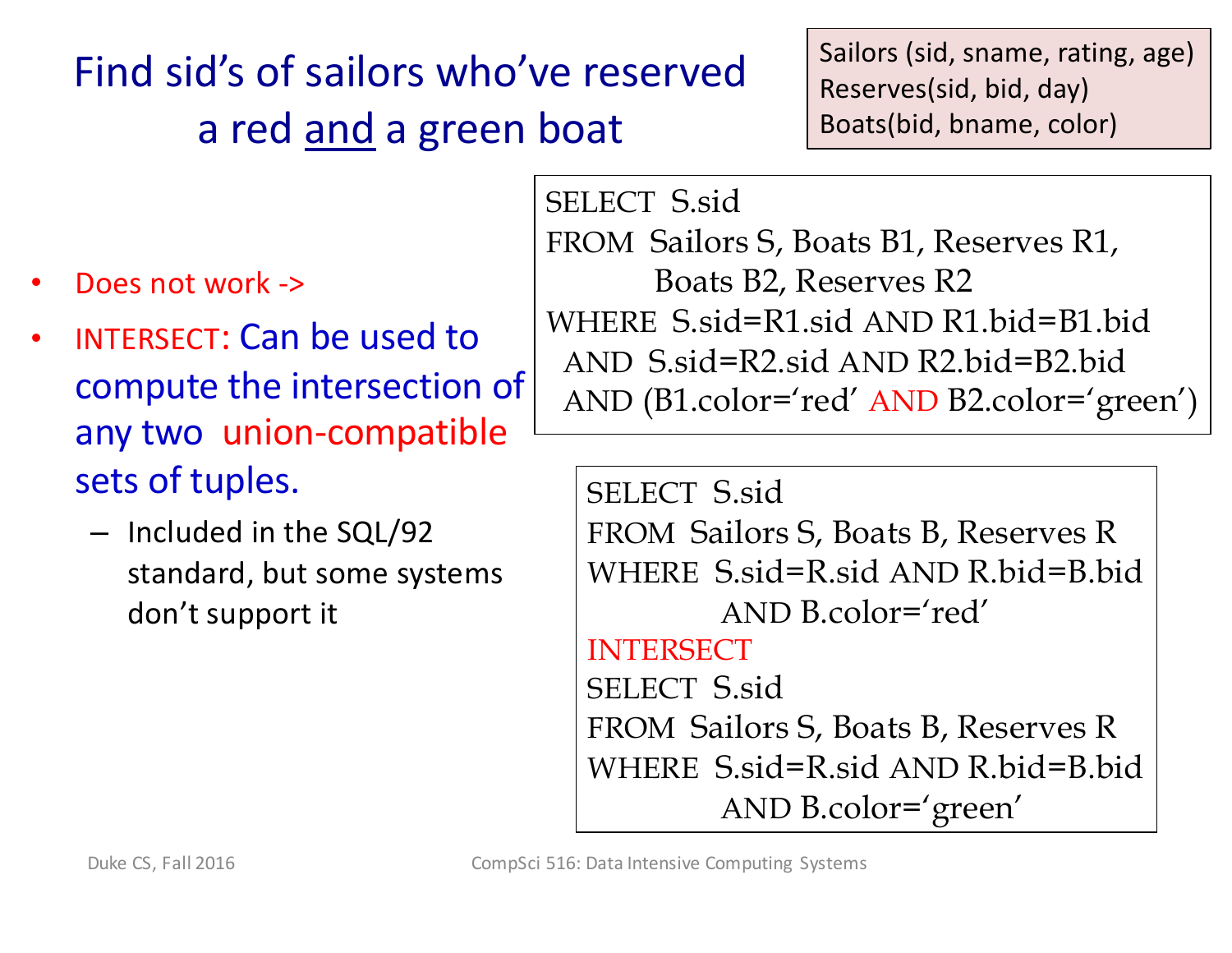# Find sid's of sailors who've reserved a red and a green boat

```
Sailors (sid, sname, rating, age)
Reserves(sid, bid, day)
Boats(bid, bname, color)
```

- Does not work ->
- INTERSECT: Can be used to compute the intersection of any two union-compatible sets of tuples.
  - Included in the SQL/92 standard, but some systems don't support it

```
SELECT  S.sid
FROM  Sailors S, Boats B1, Reserves R1,
           Boats B2, Reserves R2
WHERE  S.sid=R1.sid AND R1.bid=B1.bid
  AND  S.sid=R2.sid AND R2.bid=B2.bid
  AND (B1.color='red' AND B2.color='green')
```

```
SELECT  S.sid
FROM  Sailors S, Boats B, Reserves R
WHERE  S.sid=R.sid AND R.bid=B.bid
            AND B.color='red'
INTERSECT
SELECT  S.sid
FROM  Sailors S, Boats B, Reserves R
WHERE  S.sid=R.sid AND R.bid=B.bid
            AND B.color='green'
```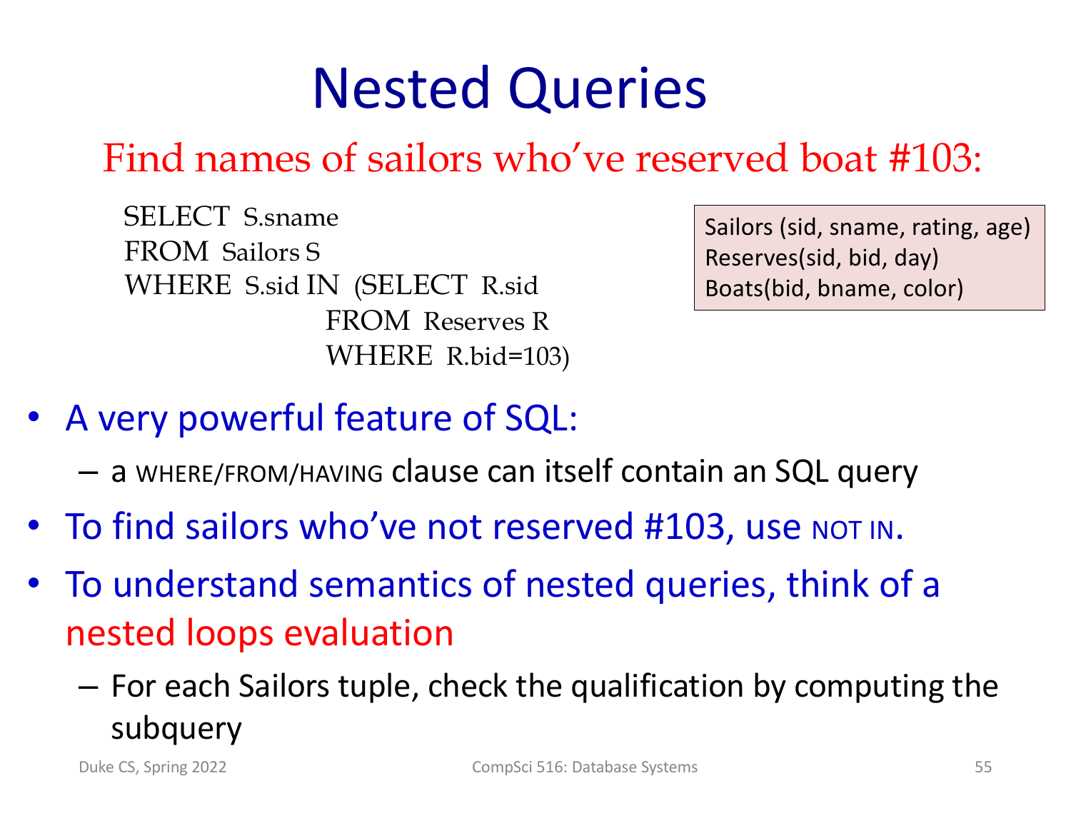# Nested Queries

Find names of sailors who've reserved boat #103:

```
SELECT  S.sname
FROM  Sailors S
WHERE  S.sid IN  (SELECT  R.sid
                  FROM  Reserves R
                  WHERE  R.bid=103)
```

```
Sailors (sid, sname, rating, age)
Reserves(sid, bid, day)
Boats(bid, bname, color)
```

- A very powerful feature of SQL:
  - a WHERE/FROM/HAVING clause can itself contain an SQL query
- To find sailors who've not reserved #103, use NOT IN.
- To understand semantics of nested queries, think of a nested loops evaluation
  - For each Sailors tuple, check the qualification by computing the subquery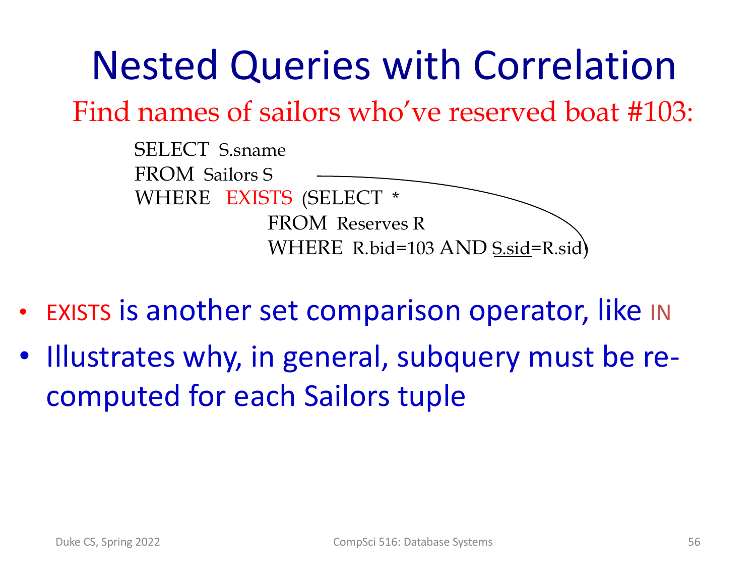# Nested Queries with Correlation

Find names of sailors who've reserved boat #103:

```
SELECT  S.sname
FROM  Sailors S
WHERE   EXISTS  (SELECT  *
                 FROM  Reserves R
                 WHERE  R.bid=103 AND S.sid=R.sid)
```

- EXISTS is another set comparison operator, like IN
- Illustrates why, in general, subquery must be re-computed for each Sailors tuple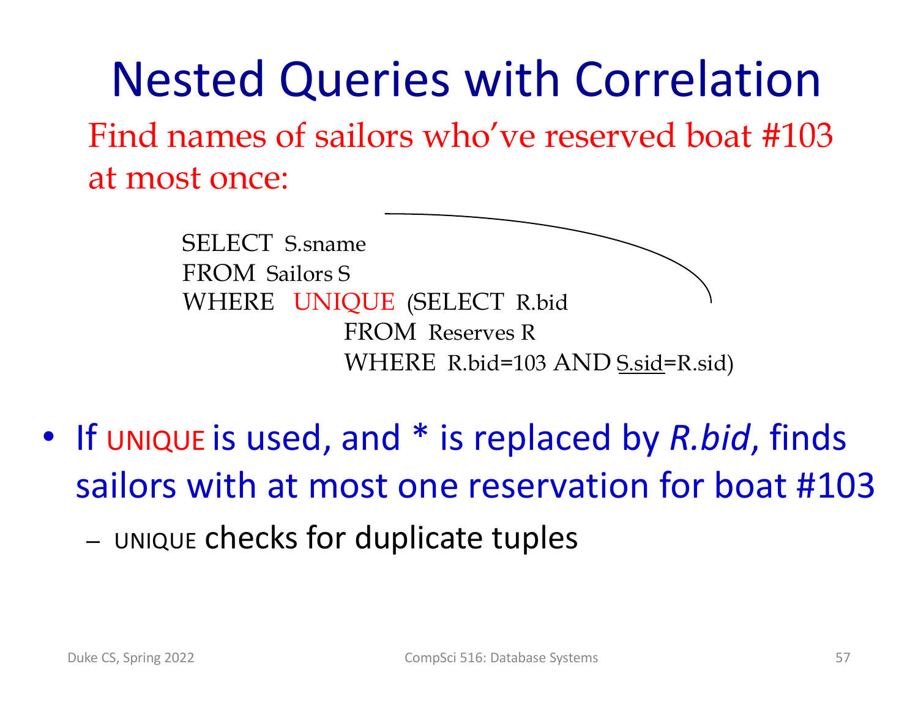# Nested Queries with Correlation

Find names of sailors who've reserved boat #103 at most once:

```
SELECT  S.sname
FROM  Sailors S
WHERE   UNIQUE  (SELECT  R.bid
               FROM  Reserves R
               WHERE  R.bid=103 AND S.sid=R.sid)
```

- If UNIQUE is used, and * is replaced by *R.bid*, finds sailors with at most one reservation for boat #103
  - UNIQUE checks for duplicate tuples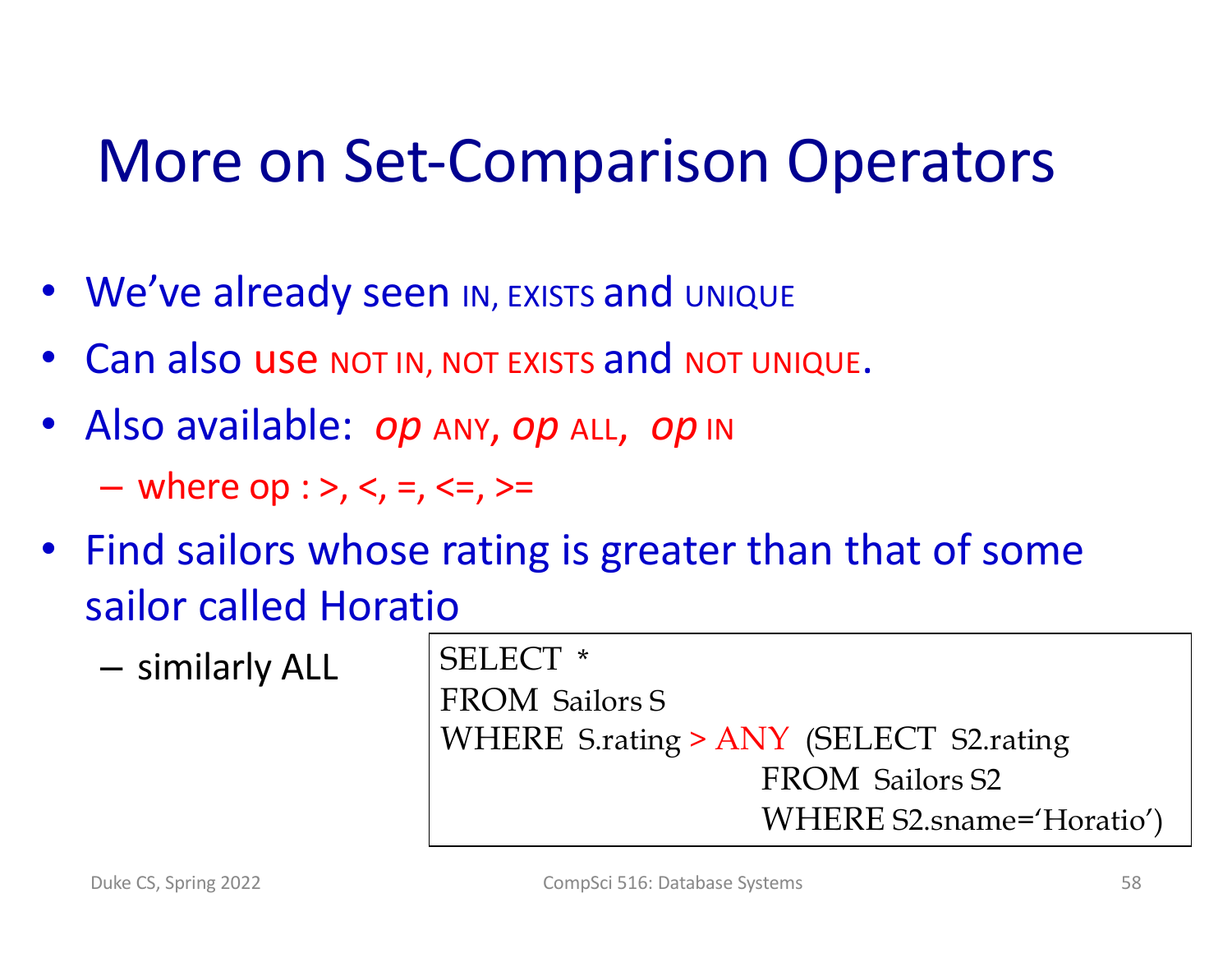# More on Set-Comparison Operators

- We've already seen IN, EXISTS and UNIQUE
- Can also use NOT IN, NOT EXISTS and NOT UNIQUE.
- Also available: *op* ANY, *op* ALL, *op* IN
  - where op : >, <, =, <=, >=
- Find sailors whose rating is greater than that of some sailor called Horatio
  - similarly ALL

```
SELECT  *
FROM  Sailors S
WHERE  S.rating > ANY  (SELECT  S2.rating
                        FROM  Sailors S2
                        WHERE S2.sname='Horatio')
```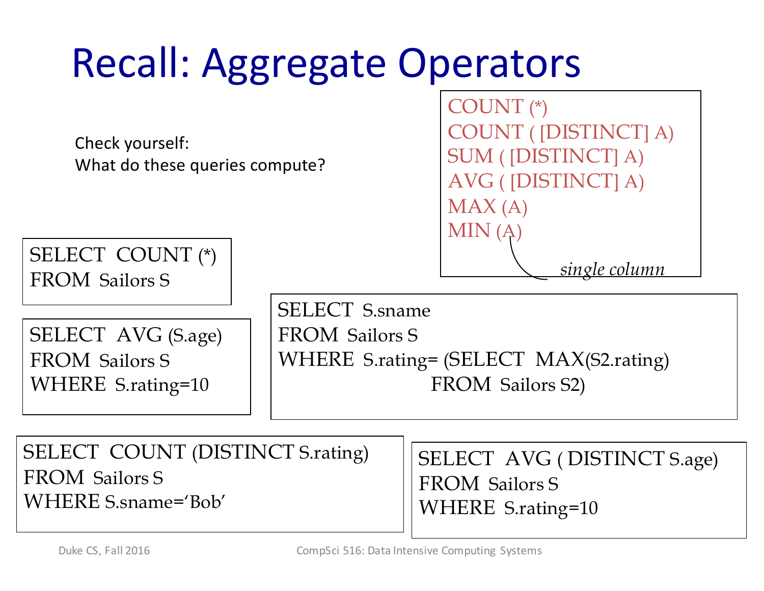# Recall: Aggregate Operators

```
COUNT (*)
COUNT ( [DISTINCT] A)
SUM ( [DISTINCT] A)
AVG ( [DISTINCT] A)
MAX (A)
MIN (A)
```

*single column*

Check yourself:
What do these queries compute?

```
SELECT  COUNT (*)
FROM  Sailors S
```

```
SELECT  AVG (S.age)
FROM  Sailors S
WHERE  S.rating=10
```

```
SELECT  S.sname
FROM  Sailors S
WHERE  S.rating= (SELECT  MAX(S2.rating)
                  FROM  Sailors S2)
```

```
SELECT  COUNT (DISTINCT S.rating)
FROM  Sailors S
WHERE  S.sname='Bob'
```

```
SELECT  AVG ( DISTINCT S.age)
FROM  Sailors S
WHERE  S.rating=10
```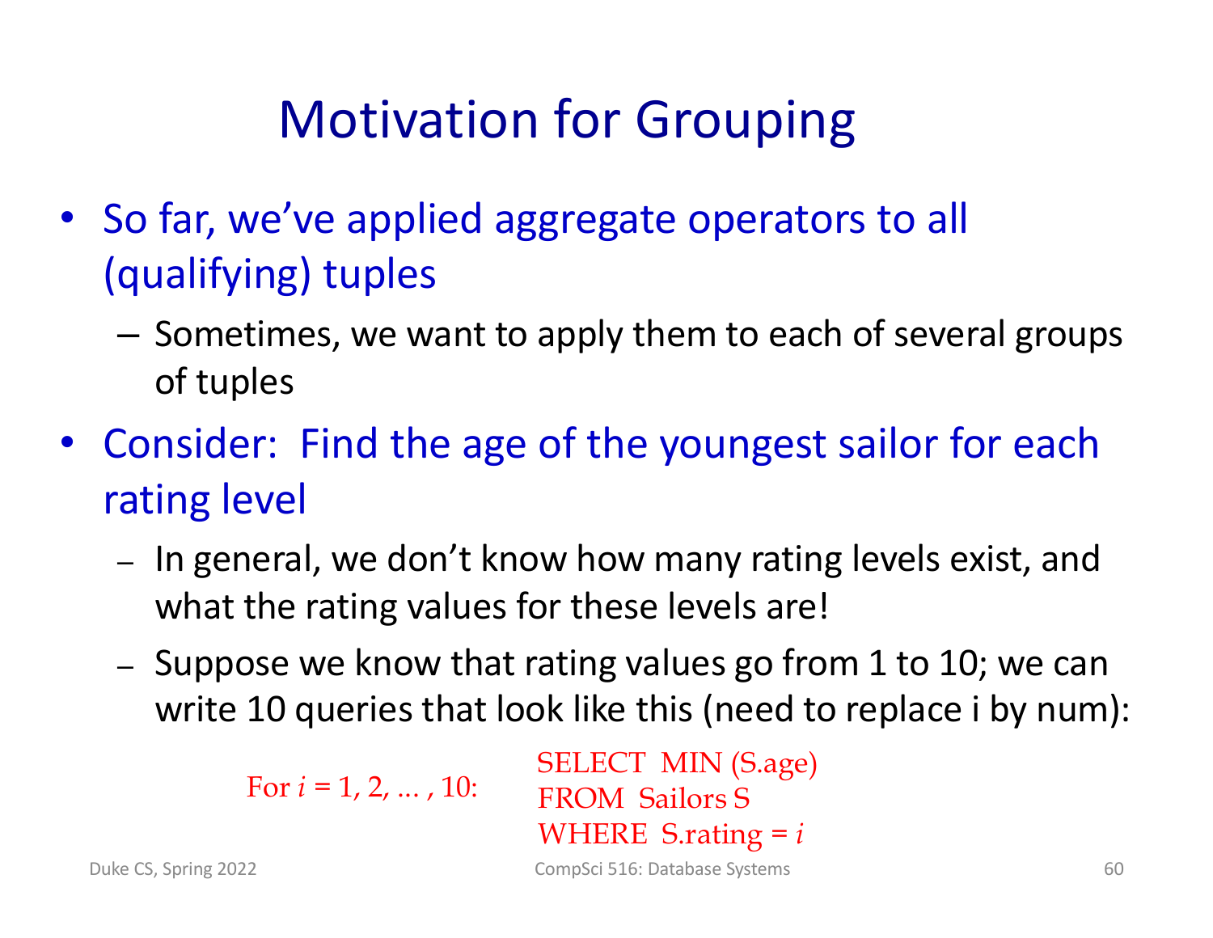# Motivation for Grouping

- So far, we've applied aggregate operators to all (qualifying) tuples
  - Sometimes, we want to apply them to each of several groups of tuples
- Consider: Find the age of the youngest sailor for each rating level
  - In general, we don't know how many rating levels exist, and what the rating values for these levels are!
  - Suppose we know that rating values go from 1 to 10; we can write 10 queries that look like this (need to replace i by num):

For $i$ = 1, 2, … , 10:

```
SELECT  MIN (S.age)
FROM  Sailors S
WHERE  S.rating = i
```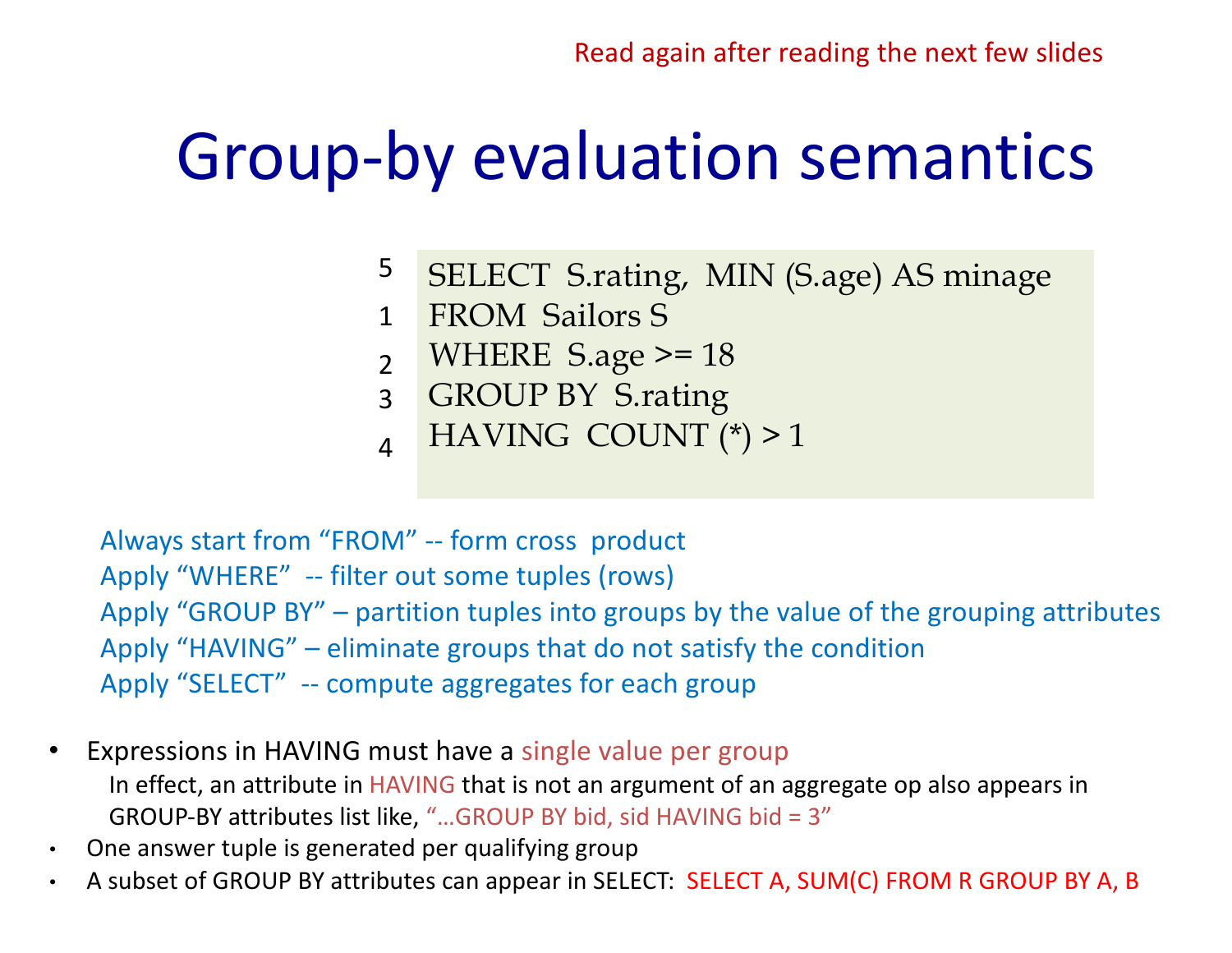Read again after reading the next few slides

# Group-by evaluation semantics

```
5  SELECT  S.rating,  MIN (S.age) AS minage
1  FROM  Sailors S
2  WHERE  S.age >= 18
3  GROUP BY  S.rating
4  HAVING  COUNT (*) > 1
```

Always start from "FROM" -- form cross product
Apply "WHERE" -- filter out some tuples (rows)
Apply "GROUP BY" – partition tuples into groups by the value of the grouping attributes
Apply "HAVING" – eliminate groups that do not satisfy the condition
Apply "SELECT" -- compute aggregates for each group

- Expressions in HAVING must have a single value per group
  In effect, an attribute in HAVING that is not an argument of an aggregate op also appears in GROUP-BY attributes list like, "…GROUP BY bid, sid HAVING bid = 3"
- One answer tuple is generated per qualifying group
- A subset of GROUP BY attributes can appear in SELECT: SELECT A, SUM(C) FROM R GROUP BY A, B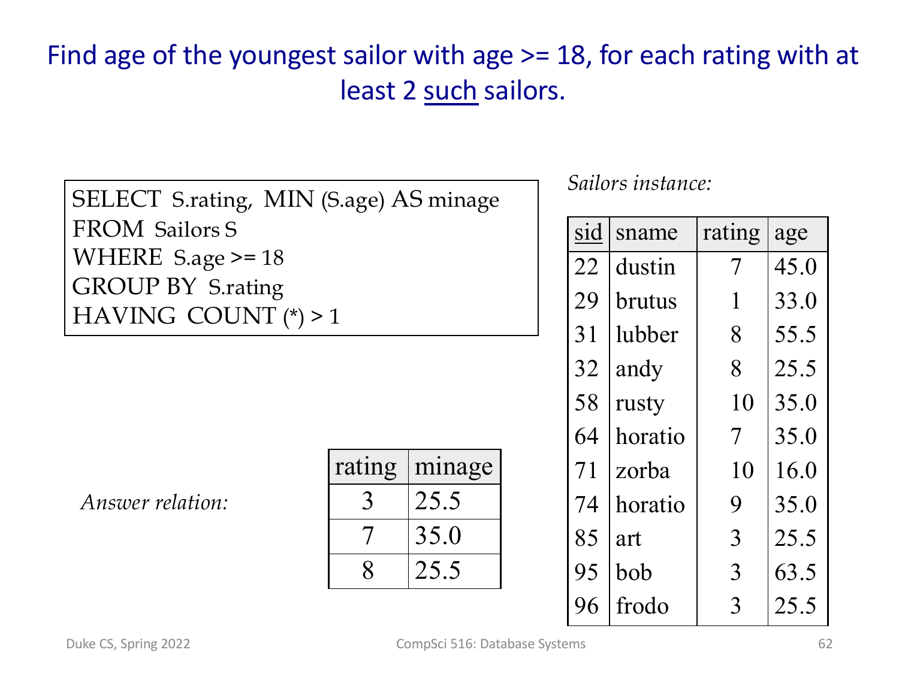# Find age of the youngest sailor with age >= 18, for each rating with at least 2 such sailors.

```
SELECT  S.rating,  MIN (S.age) AS minage
FROM  Sailors S
WHERE  S.age >= 18
GROUP BY  S.rating
HAVING  COUNT (*) > 1
```

*Sailors instance:*

| sid | sname | rating | age |
|---|---|---|---|
| 22 | dustin | 7 | 45.0 |
| 29 | brutus | 1 | 33.0 |
| 31 | lubber | 8 | 55.5 |
| 32 | andy | 8 | 25.5 |
| 58 | rusty | 10 | 35.0 |
| 64 | horatio | 7 | 35.0 |
| 71 | zorba | 10 | 16.0 |
| 74 | horatio | 9 | 35.0 |
| 85 | art | 3 | 25.5 |
| 95 | bob | 3 | 63.5 |
| 96 | frodo | 3 | 25.5 |

*Answer relation:*

| rating | minage |
|---|---|
| 3 | 25.5 |
| 7 | 35.0 |
| 8 | 25.5 |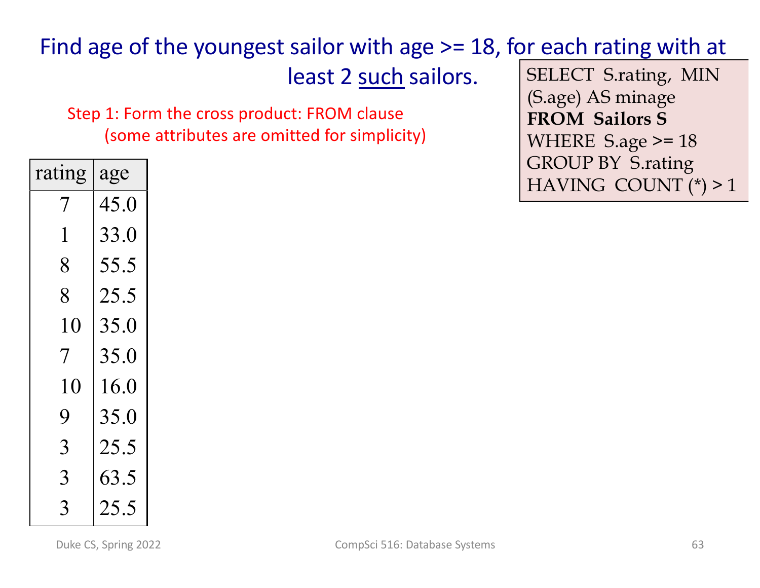# Find age of the youngest sailor with age >= 18, for each rating with at least 2 <u>such</u> sailors.

```
SELECT  S.rating,  MIN
(S.age) AS minage
FROM  Sailors S
WHERE  S.age >= 18
GROUP BY  S.rating
HAVING  COUNT (*) > 1
```

Step 1: Form the cross product: FROM clause
(some attributes are omitted for simplicity)

| rating | age |
|---|---|
| 7 | 45.0 |
| 1 | 33.0 |
| 8 | 55.5 |
| 8 | 25.5 |
| 10 | 35.0 |
| 7 | 35.0 |
| 10 | 16.0 |
| 9 | 35.0 |
| 3 | 25.5 |
| 3 | 63.5 |
| 3 | 25.5 |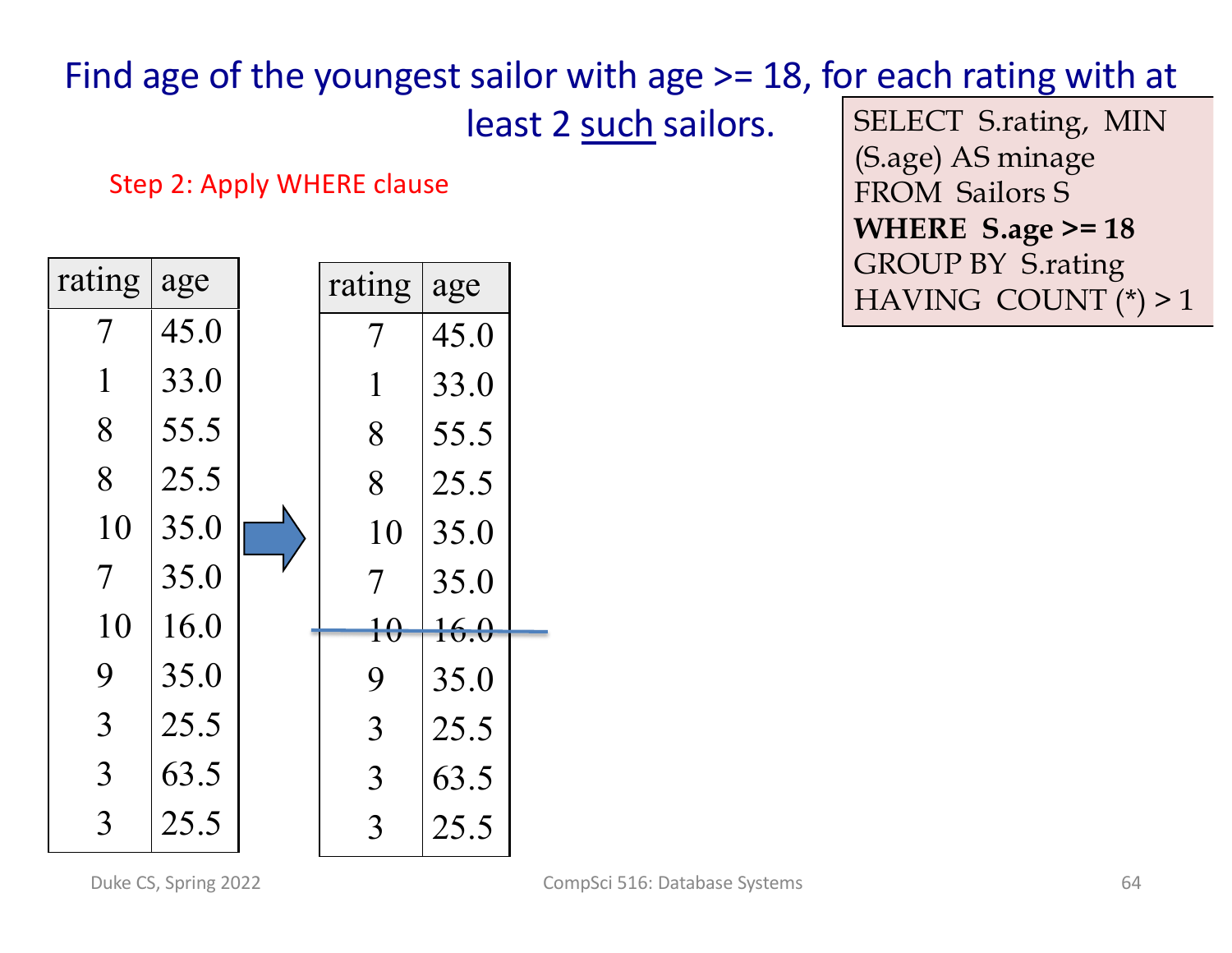# Find age of the youngest sailor with age >= 18, for each rating with at least 2 <u>such</u> sailors.

```
SELECT  S.rating,  MIN (S.age) AS minage
FROM  Sailors S
WHERE  S.age >= 18
GROUP BY  S.rating
HAVING  COUNT (*) > 1
```

Step 2: Apply WHERE clause

| rating | age |
|---|---|
| 7 | 45.0 |
| 1 | 33.0 |
| 8 | 55.5 |
| 8 | 25.5 |
| 10 | 35.0 |
| 7 | 35.0 |
| 10 | 16.0 |
| 9 | 35.0 |
| 3 | 25.5 |
| 3 | 63.5 |
| 3 | 25.5 |

→

| rating | age |
|---|---|
| 7 | 45.0 |
| 1 | 33.0 |
| 8 | 55.5 |
| 8 | 25.5 |
| 10 | 35.0 |
| 7 | 35.0 |
| ~~10~~ | ~~16.0~~ |
| 9 | 35.0 |
| 3 | 25.5 |
| 3 | 63.5 |
| 3 | 25.5 |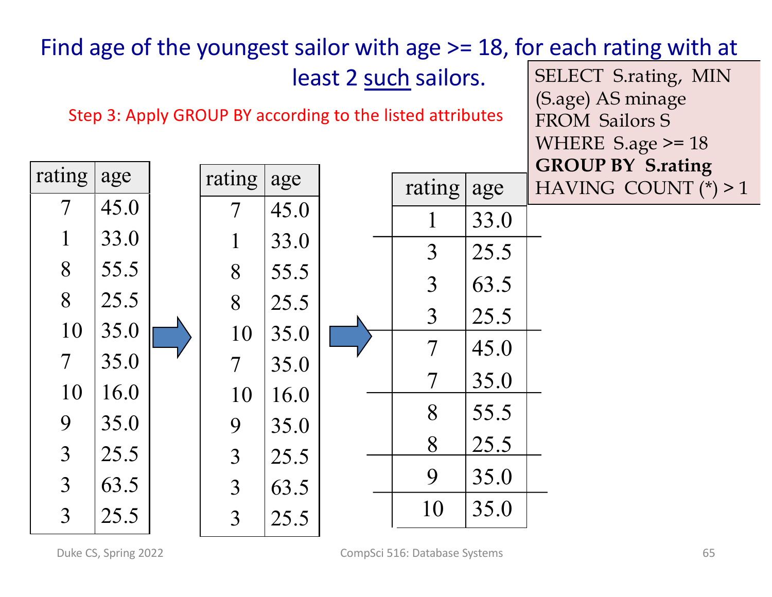# Find age of the youngest sailor with age >= 18, for each rating with at least 2 such sailors.

```
SELECT  S.rating,  MIN
(S.age) AS minage
FROM  Sailors S
WHERE  S.age >= 18
GROUP BY  S.rating
HAVING  COUNT (*) > 1
```

Step 3: Apply GROUP BY according to the listed attributes

| rating | age |
|---|---|
| 7 | 45.0 |
| 1 | 33.0 |
| 8 | 55.5 |
| 8 | 25.5 |
| 10 | 35.0 |
| 7 | 35.0 |
| 10 | 16.0 |
| 9 | 35.0 |
| 3 | 25.5 |
| 3 | 63.5 |
| 3 | 25.5 |

→

| rating | age |
|---|---|
| 7 | 45.0 |
| 1 | 33.0 |
| 8 | 55.5 |
| 8 | 25.5 |
| 10 | 35.0 |
| 7 | 35.0 |
| 10 | 16.0 |
| 9 | 35.0 |
| 3 | 25.5 |
| 3 | 63.5 |
| 3 | 25.5 |

→

| rating | age |
|---|---|
| 1 | 33.0 |
| 3 | 25.5 |
| 3 | 63.5 |
| 3 | 25.5 |
| 7 | 45.0 |
| 7 | 35.0 |
| 8 | 55.5 |
| 8 | 25.5 |
| 9 | 35.0 |
| 10 | 35.0 |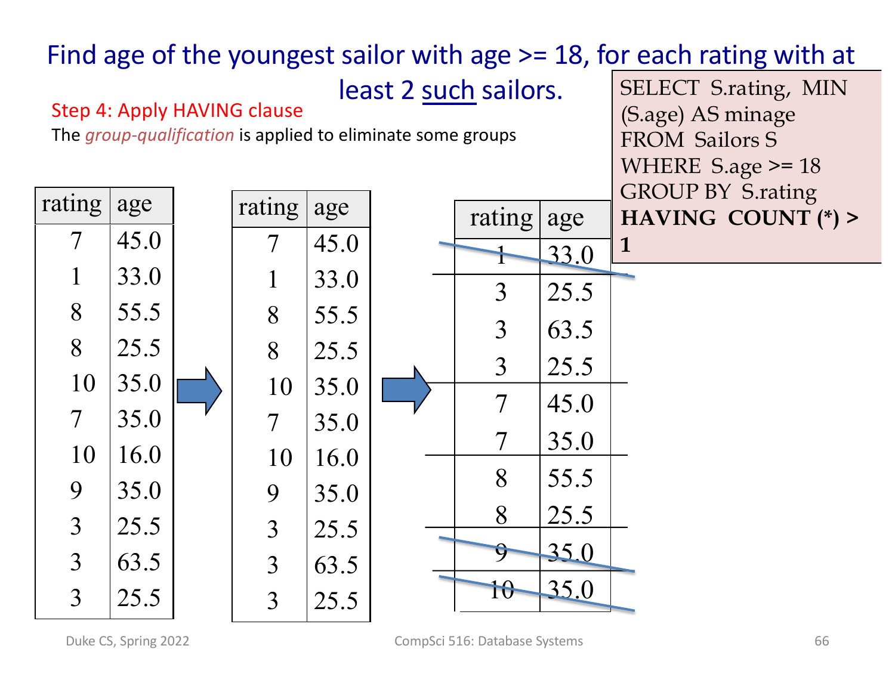# Find age of the youngest sailor with age >= 18, for each rating with at least 2 such sailors.

**Step 4: Apply HAVING clause**

The *group-qualification* is applied to eliminate some groups

```
SELECT  S.rating,  MIN (S.age) AS minage
FROM  Sailors S
WHERE  S.age >= 18
GROUP BY  S.rating
HAVING  COUNT (*) > 1
```

| rating | age |
|---|---|
| 7 | 45.0 |
| 1 | 33.0 |
| 8 | 55.5 |
| 8 | 25.5 |
| 10 | 35.0 |
| 7 | 35.0 |
| 10 | 16.0 |
| 9 | 35.0 |
| 3 | 25.5 |
| 3 | 63.5 |
| 3 | 25.5 |

→

| rating | age |
|---|---|
| 7 | 45.0 |
| 1 | 33.0 |
| 8 | 55.5 |
| 8 | 25.5 |
| 10 | 35.0 |
| 7 | 35.0 |
| 10 | 16.0 |
| 9 | 35.0 |
| 3 | 25.5 |
| 3 | 63.5 |
| 3 | 25.5 |

→

| rating | age |
|---|---|
| ~~1~~ | ~~33.0~~ |
| 3 | 25.5 |
| 3 | 63.5 |
| 3 | 25.5 |
| 7 | 45.0 |
| 7 | 35.0 |
| 8 | 55.5 |
| 8 | 25.5 |
| ~~9~~ | ~~35.0~~ |
| ~~10~~ | ~~35.0~~ |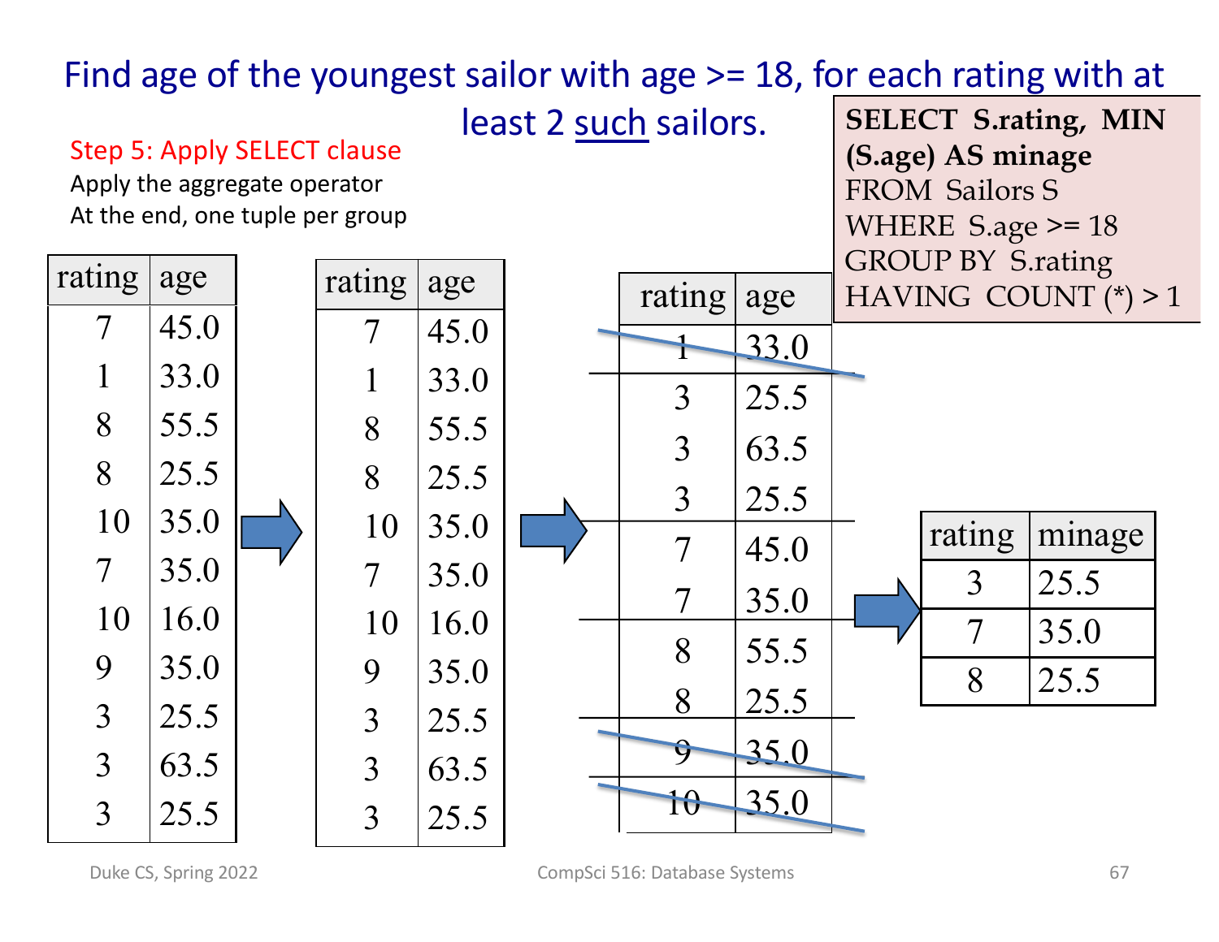# Find age of the youngest sailor with age >= 18, for each rating with at least 2 such sailors.

**Step 5: Apply SELECT clause**

Apply the aggregate operator

At the end, one tuple per group

```
SELECT  S.rating,  MIN (S.age) AS minage
FROM  Sailors S
WHERE  S.age >= 18
GROUP BY  S.rating
HAVING  COUNT (*) > 1
```

| rating | age |
|---|---|
| 7 | 45.0 |
| 1 | 33.0 |
| 8 | 55.5 |
| 8 | 25.5 |
| 10 | 35.0 |
| 7 | 35.0 |
| 10 | 16.0 |
| 9 | 35.0 |
| 3 | 25.5 |
| 3 | 63.5 |
| 3 | 25.5 |

→

| rating | age |
|---|---|
| 7 | 45.0 |
| 1 | 33.0 |
| 8 | 55.5 |
| 8 | 25.5 |
| 10 | 35.0 |
| 7 | 35.0 |
| 10 | 16.0 |
| 9 | 35.0 |
| 3 | 25.5 |
| 3 | 63.5 |
| 3 | 25.5 |

→

| rating | age |
|---|---|
| ~~1~~ | ~~33.0~~ |
| 3 | 25.5 |
| 3 | 63.5 |
| 3 | 25.5 |
| 7 | 45.0 |
| 7 | 35.0 |
| 8 | 55.5 |
| 8 | 25.5 |
| ~~9~~ | ~~35.0~~ |
| ~~10~~ | ~~35.0~~ |

→

| rating | minage |
|---|---|
| 3 | 25.5 |
| 7 | 35.0 |
| 8 | 25.5 |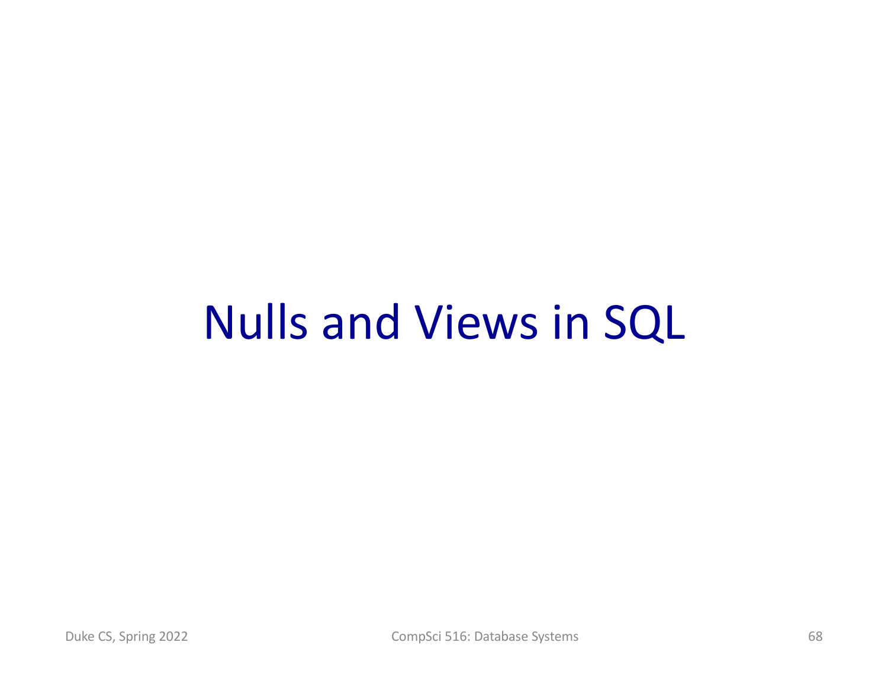# Nulls and Views in SQL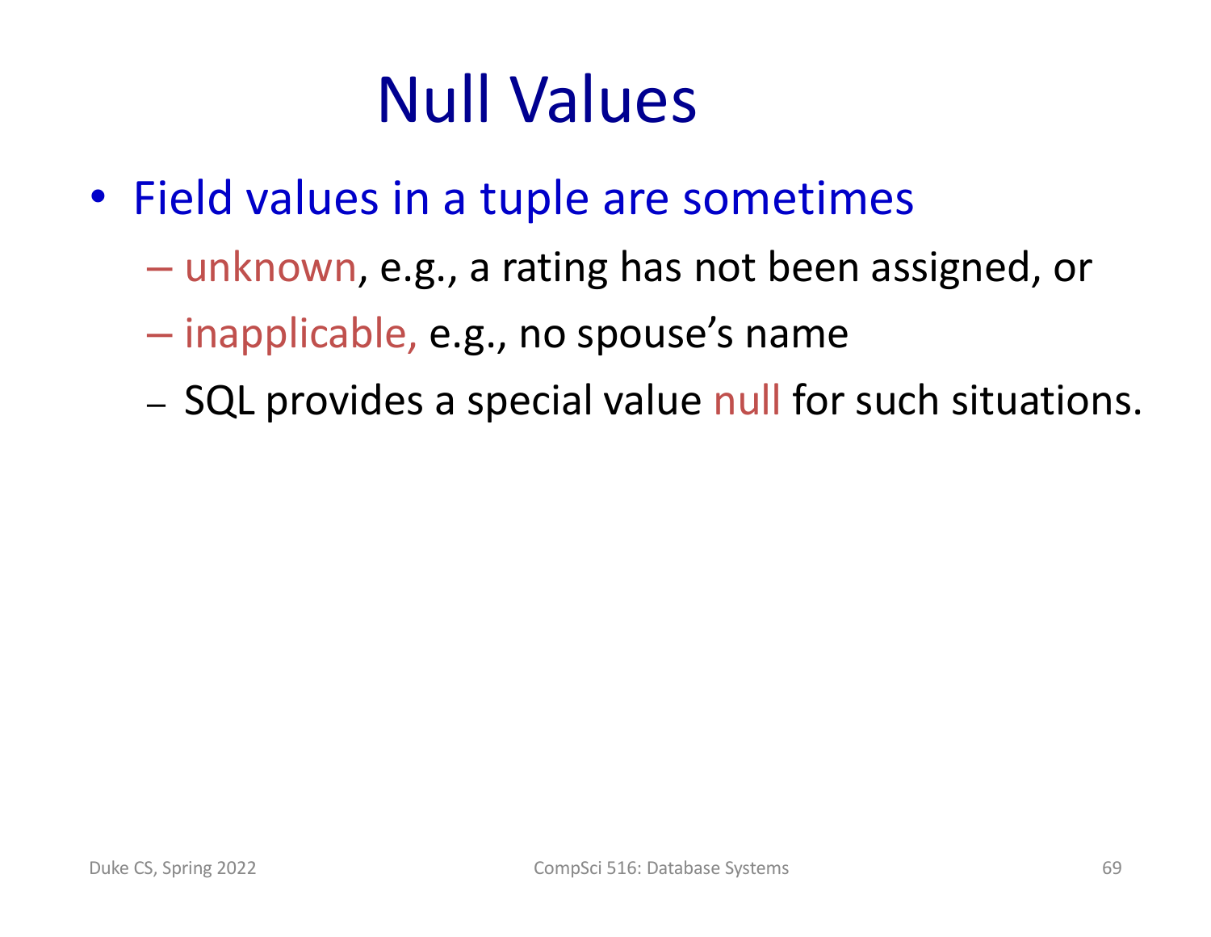# Null Values

- Field values in a tuple are sometimes
  - unknown, e.g., a rating has not been assigned, or
  - inapplicable, e.g., no spouse's name
  - SQL provides a special value null for such situations.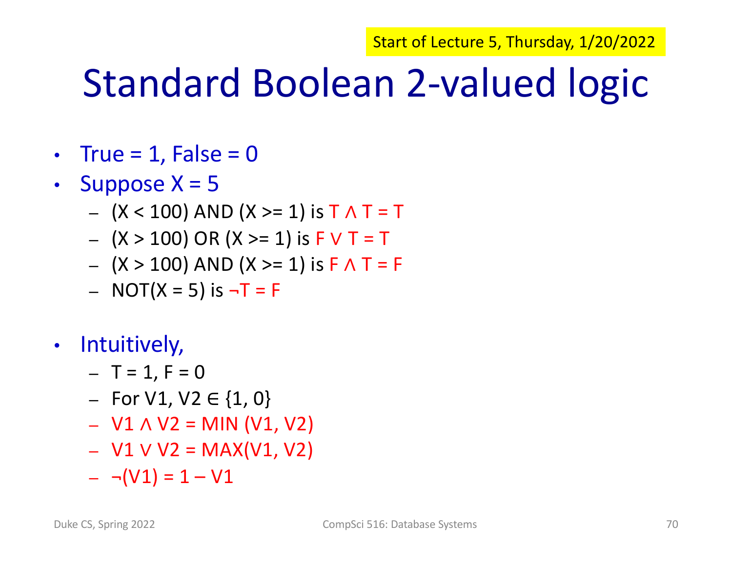Start of Lecture 5, Thursday, 1/20/2022

# Standard Boolean 2-valued logic

- True = 1, False = 0
- Suppose X = 5
  - (X < 100) AND (X >= 1) is $T \wedge T = T$
  - (X > 100) OR (X >= 1) is $F \vee T = T$
  - (X > 100) AND (X >= 1) is $F \wedge T = F$
  - NOT(X = 5) is $\neg T = F$

- Intuitively,
  - T = 1, F = 0
  - For V1, V2 $\in$ {1, 0}
  - $V1 \wedge V2 = MIN(V1, V2)$
  - $V1 \vee V2 = MAX(V1, V2)$
  - $\neg(V1) = 1 - V1$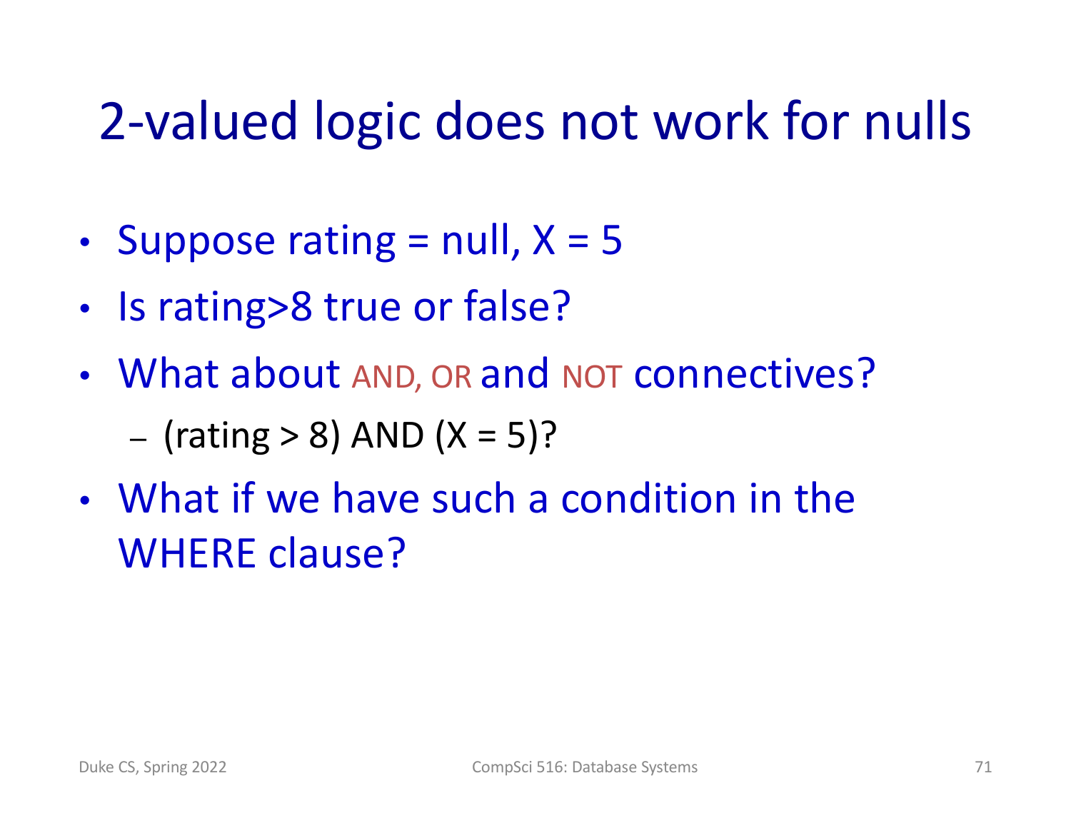# 2-valued logic does not work for nulls

- Suppose rating = null, X = 5
- Is rating>8 true or false?
- What about AND, OR and NOT connectives?
  - (rating > 8) AND (X = 5)?
- What if we have such a condition in the WHERE clause?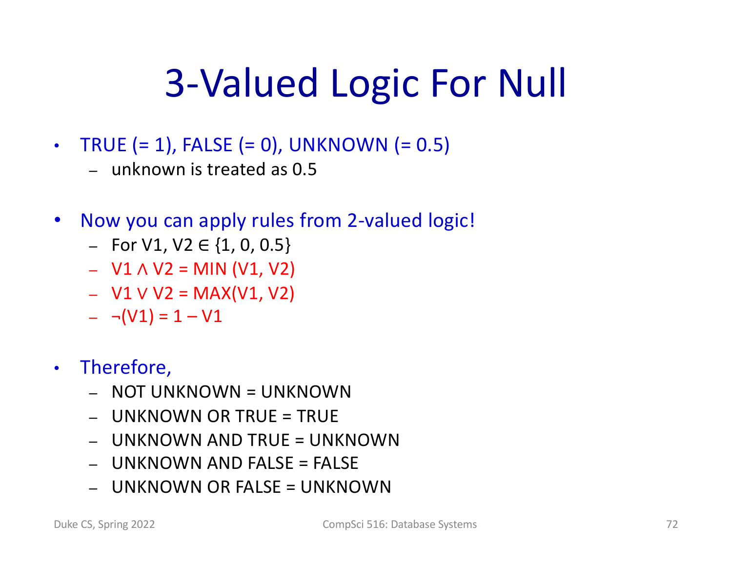# 3-Valued Logic For Null

- TRUE (= 1), FALSE (= 0), UNKNOWN (= 0.5)
  - unknown is treated as 0.5
- Now you can apply rules from 2-valued logic!
  - For $V1, V2 \in \{1, 0, 0.5\}$
  - $V1 \wedge V2 = MIN(V1, V2)$
  - $V1 \vee V2 = MAX(V1, V2)$
  - $\neg(V1) = 1 - V1$
- Therefore,
  - NOT UNKNOWN = UNKNOWN
  - UNKNOWN OR TRUE = TRUE
  - UNKNOWN AND TRUE = UNKNOWN
  - UNKNOWN AND FALSE = FALSE
  - UNKNOWN OR FALSE = UNKNOWN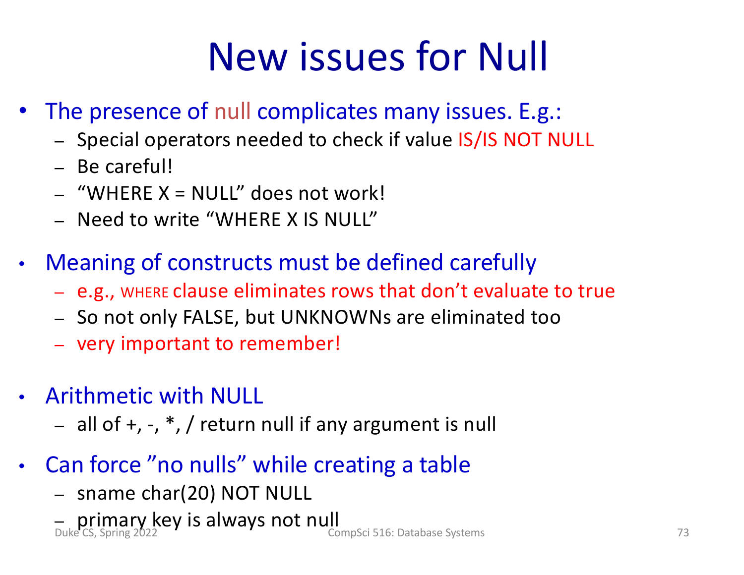# New issues for Null

- The presence of null complicates many issues. E.g.:
  - Special operators needed to check if value IS/IS NOT NULL
  - Be careful!
  - "WHERE X = NULL" does not work!
  - Need to write "WHERE X IS NULL"

- Meaning of constructs must be defined carefully
  - e.g., WHERE clause eliminates rows that don't evaluate to true
  - So not only FALSE, but UNKNOWNs are eliminated too
  - very important to remember!

- Arithmetic with NULL
  - all of +, -, *, / return null if any argument is null

- Can force "no nulls" while creating a table
  - sname char(20) NOT NULL
  - primary key is always not null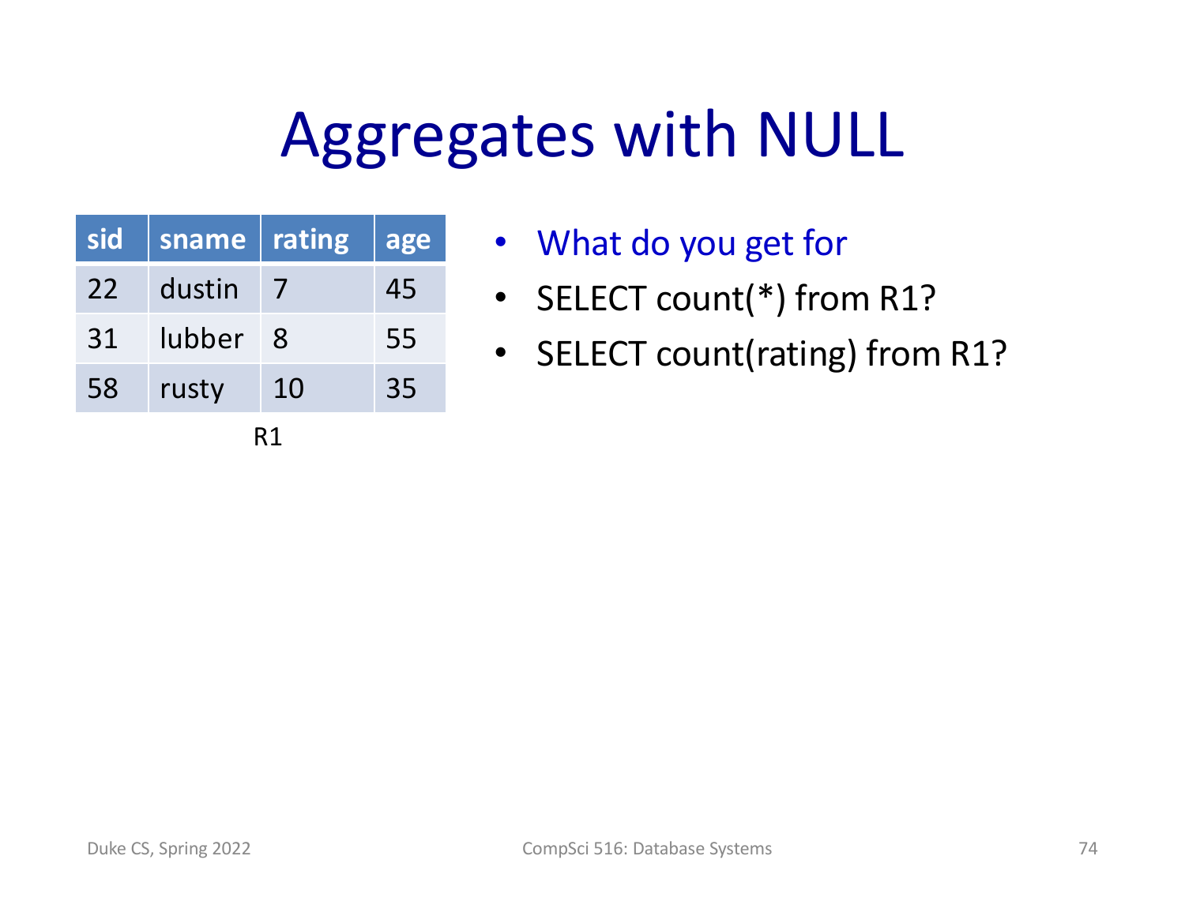# Aggregates with NULL

| sid | sname | rating | age |
|---|---|---|---|
| 22 | dustin | 7 | 45 |
| 31 | lubber | 8 | 55 |
| 58 | rusty | 10 | 35 |

R1

- What do you get for
- SELECT count(*) from R1?
- SELECT count(rating) from R1?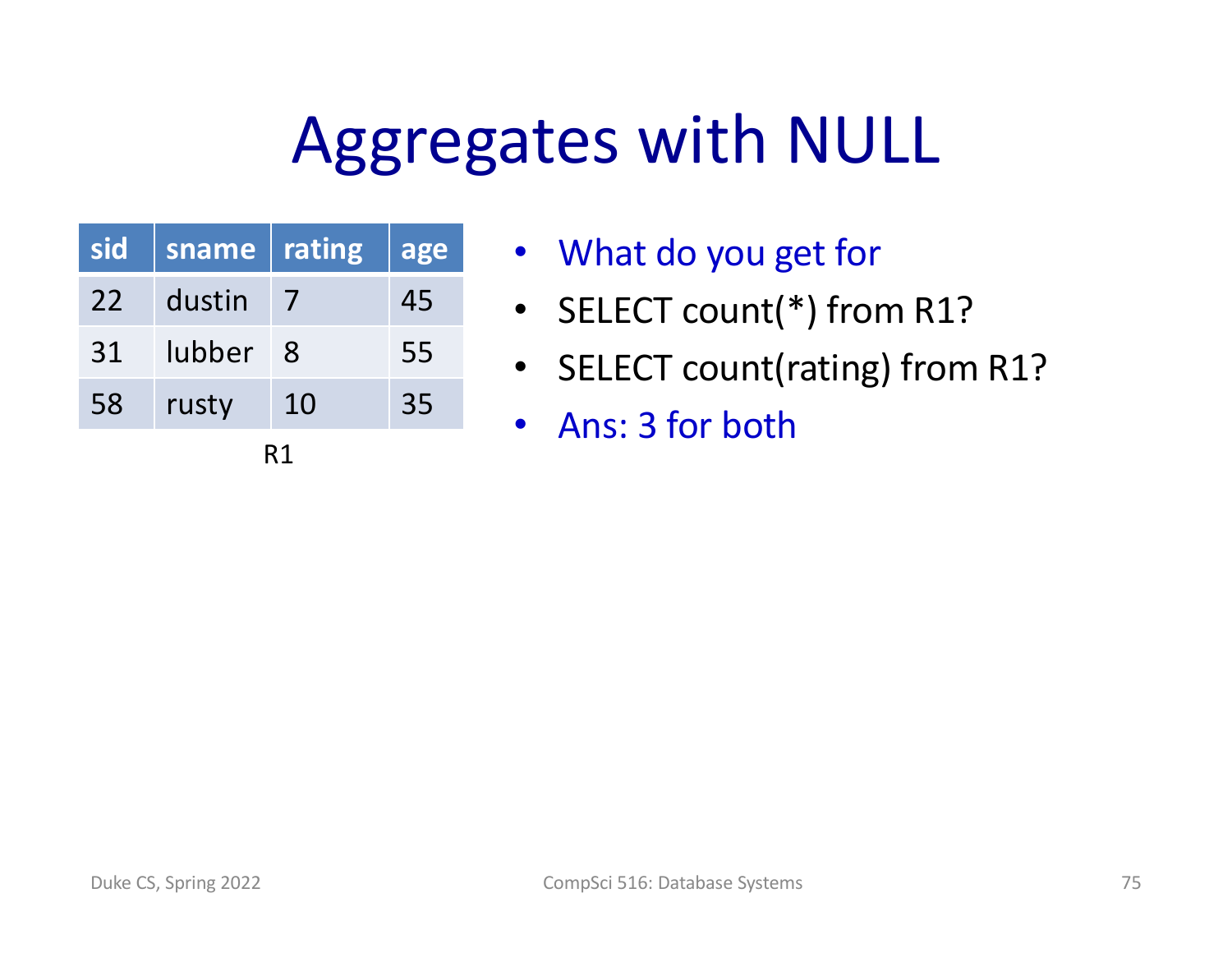# Aggregates with NULL

| sid | sname | rating | age |
|---|---|---|---|
| 22 | dustin | 7 | 45 |
| 31 | lubber | 8 | 55 |
| 58 | rusty | 10 | 35 |

R1

- What do you get for
- SELECT count(*) from R1?
- SELECT count(rating) from R1?
- Ans: 3 for both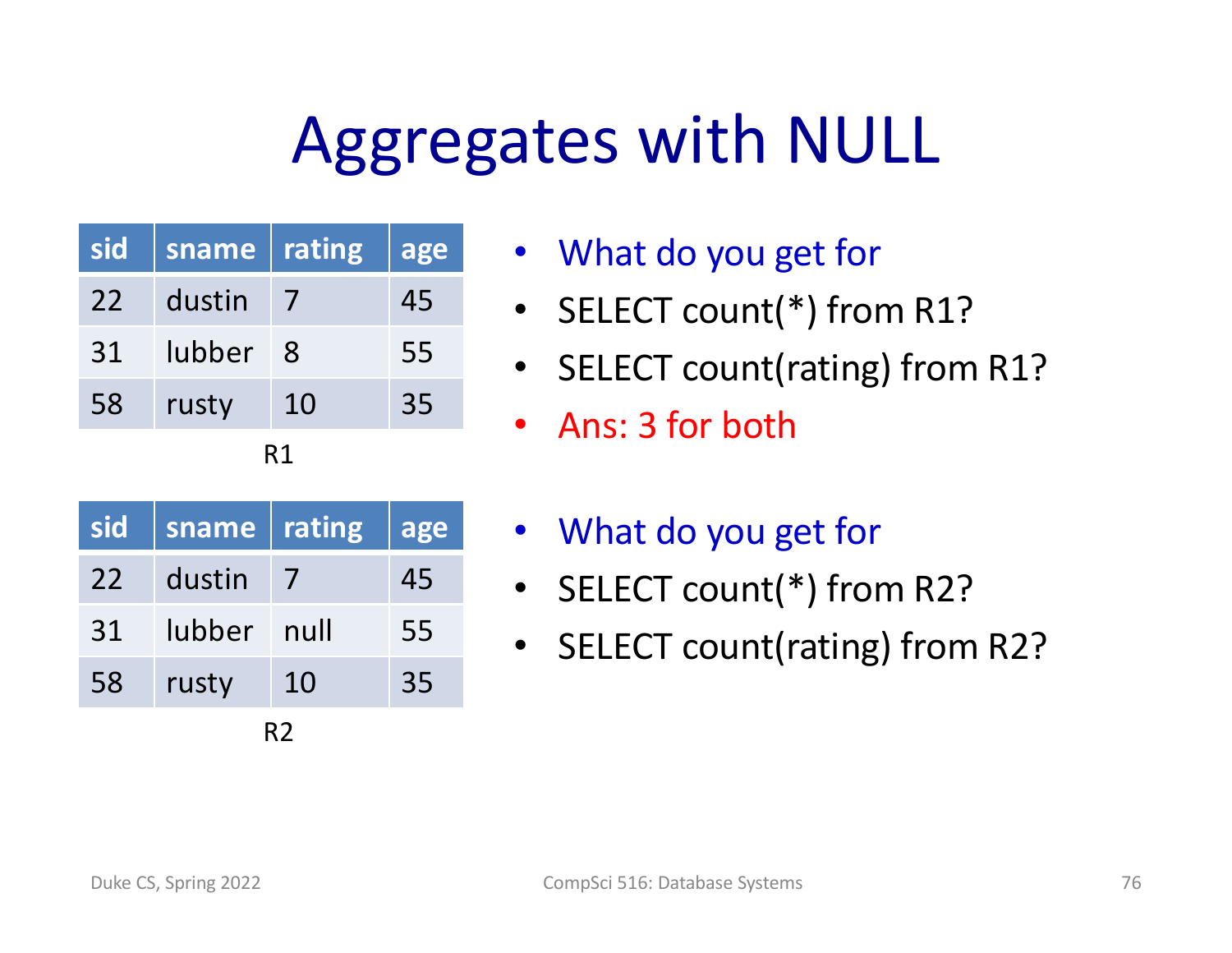# Aggregates with NULL

| sid | sname | rating | age |
|---|---|---|---|
| 22 | dustin | 7 | 45 |
| 31 | lubber | 8 | 55 |
| 58 | rusty | 10 | 35 |

R1

- What do you get for
- SELECT count(*) from R1?
- SELECT count(rating) from R1?
- Ans: 3 for both

| sid | sname | rating | age |
|---|---|---|---|
| 22 | dustin | 7 | 45 |
| 31 | lubber | null | 55 |
| 58 | rusty | 10 | 35 |

R2

- What do you get for
- SELECT count(*) from R2?
- SELECT count(rating) from R2?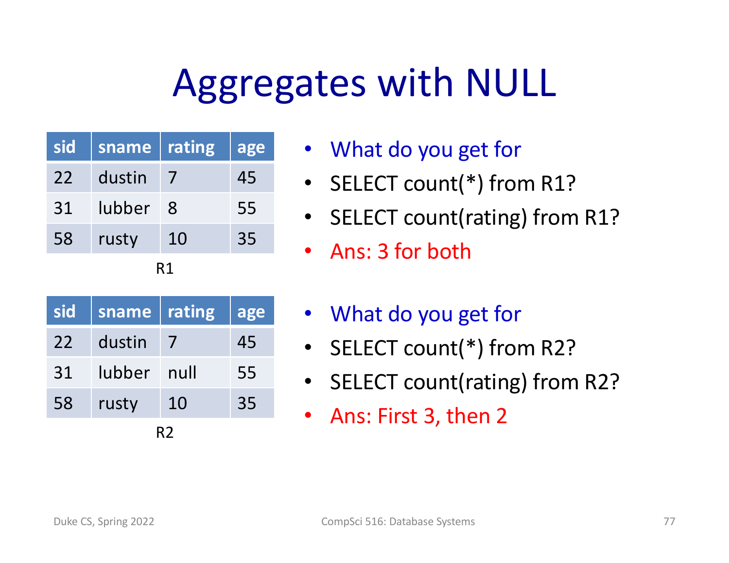# Aggregates with NULL

| sid | sname | rating | age |
|---|---|---|---|
| 22 | dustin | 7 | 45 |
| 31 | lubber | 8 | 55 |
| 58 | rusty | 10 | 35 |

R1

| sid | sname | rating | age |
|---|---|---|---|
| 22 | dustin | 7 | 45 |
| 31 | lubber | null | 55 |
| 58 | rusty | 10 | 35 |

R2

- What do you get for
- SELECT count(*) from R1?
- SELECT count(rating) from R1?
- Ans: 3 for both

- What do you get for
- SELECT count(*) from R2?
- SELECT count(rating) from R2?
- Ans: First 3, then 2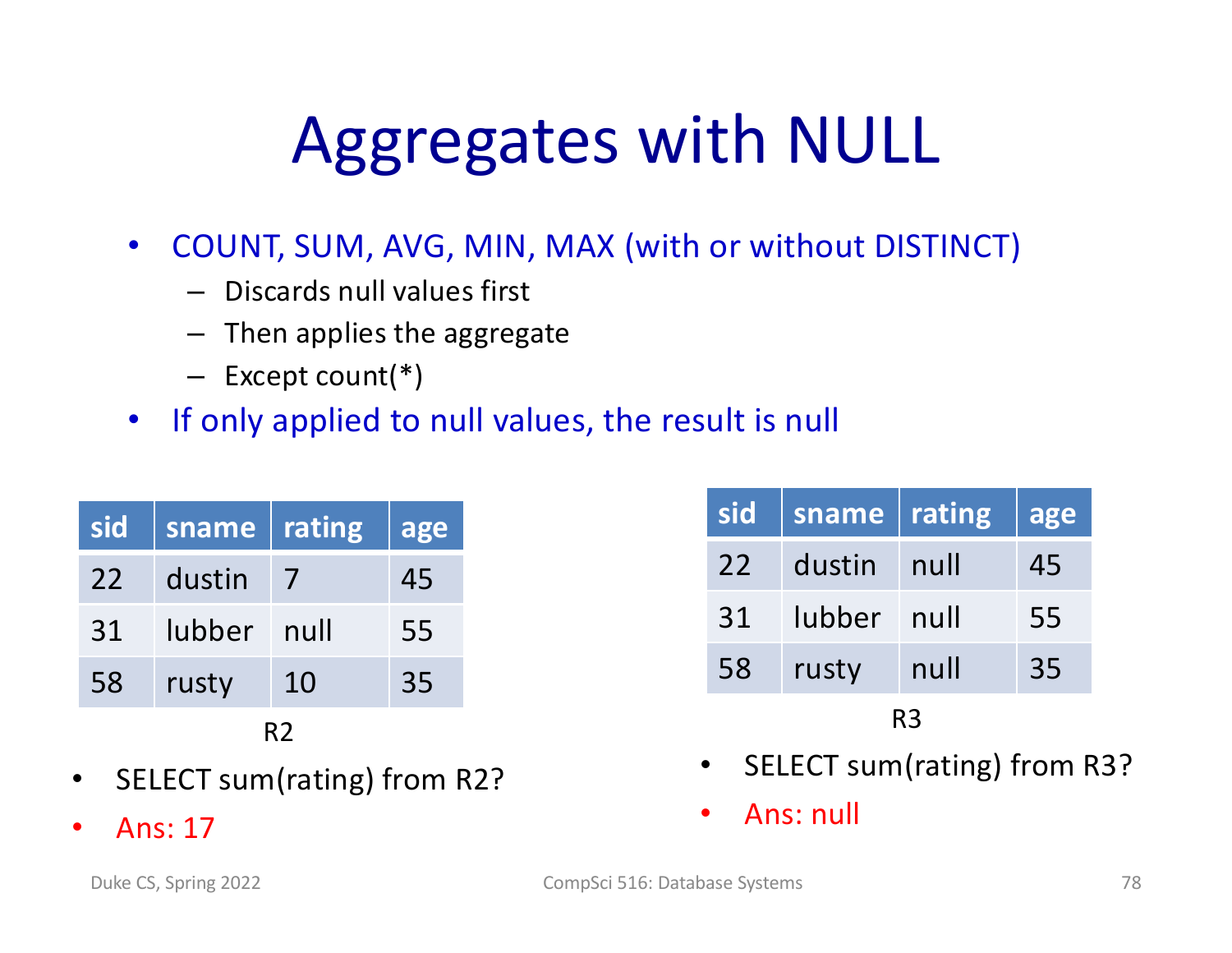# Aggregates with NULL

- COUNT, SUM, AVG, MIN, MAX (with or without DISTINCT)
  - Discards null values first
  - Then applies the aggregate
  - Except count(*)
- If only applied to null values, the result is null

| sid | sname | rating | age |
|---|---|---|---|
| 22 | dustin | 7 | 45 |
| 31 | lubber | null | 55 |
| 58 | rusty | 10 | 35 |

R2

- SELECT sum(rating) from R2?
- Ans: 17

| sid | sname | rating | age |
|---|---|---|---|
| 22 | dustin | null | 45 |
| 31 | lubber | null | 55 |
| 58 | rusty | null | 35 |

R3

- SELECT sum(rating) from R3?
- Ans: null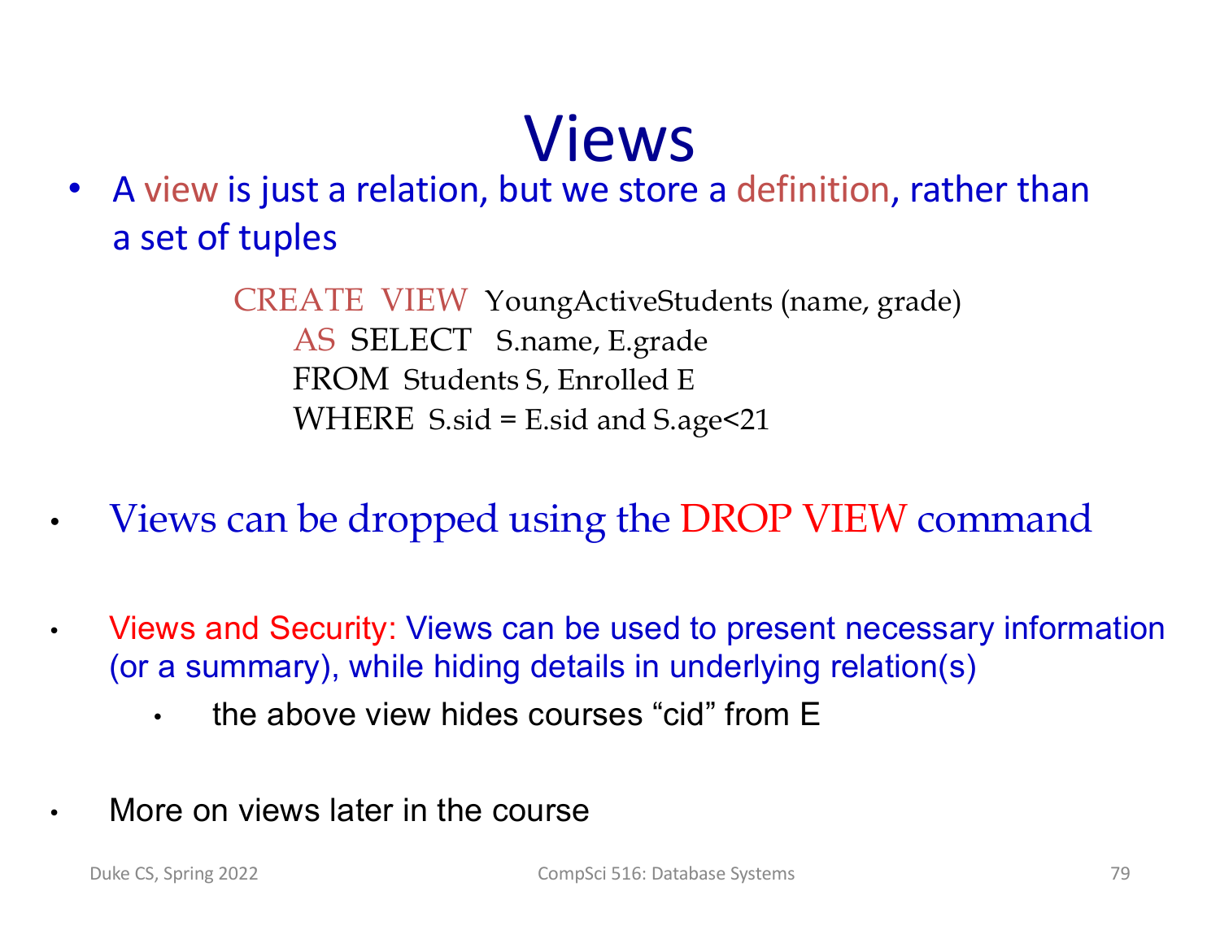# Views

- A view is just a relation, but we store a definition, rather than a set of tuples

```
CREATE VIEW YoungActiveStudents (name, grade)
    AS SELECT S.name, E.grade
    FROM Students S, Enrolled E
    WHERE S.sid = E.sid and S.age<21
```

- Views can be dropped using the DROP VIEW command

- Views and Security: Views can be used to present necessary information (or a summary), while hiding details in underlying relation(s)
  - the above view hides courses "cid" from E

- More on views later in the course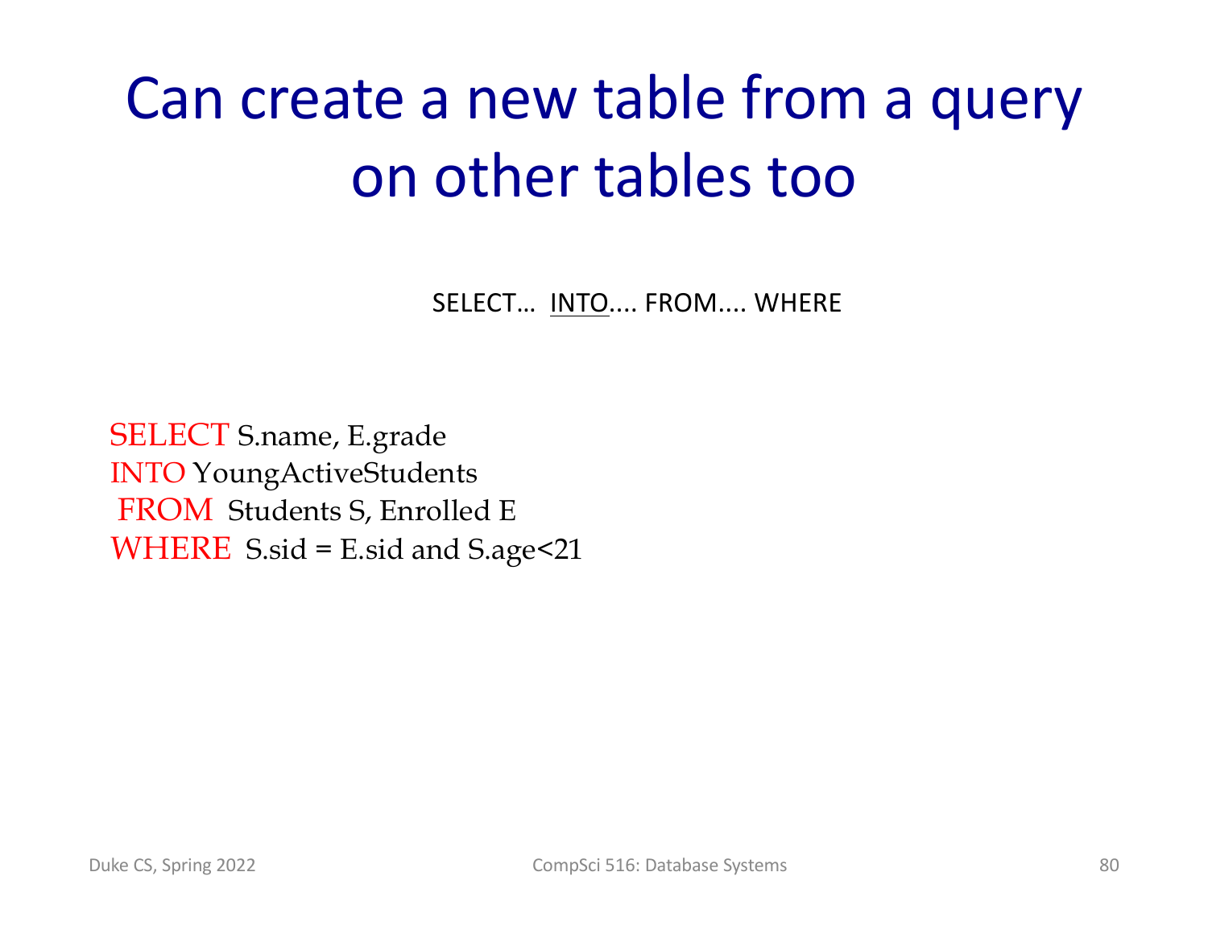# Can create a new table from a query on other tables too

SELECT… <u>INTO</u>.... FROM.... WHERE

```
SELECT S.name, E.grade
INTO YoungActiveStudents
 FROM  Students S, Enrolled E
WHERE  S.sid = E.sid and S.age<21
```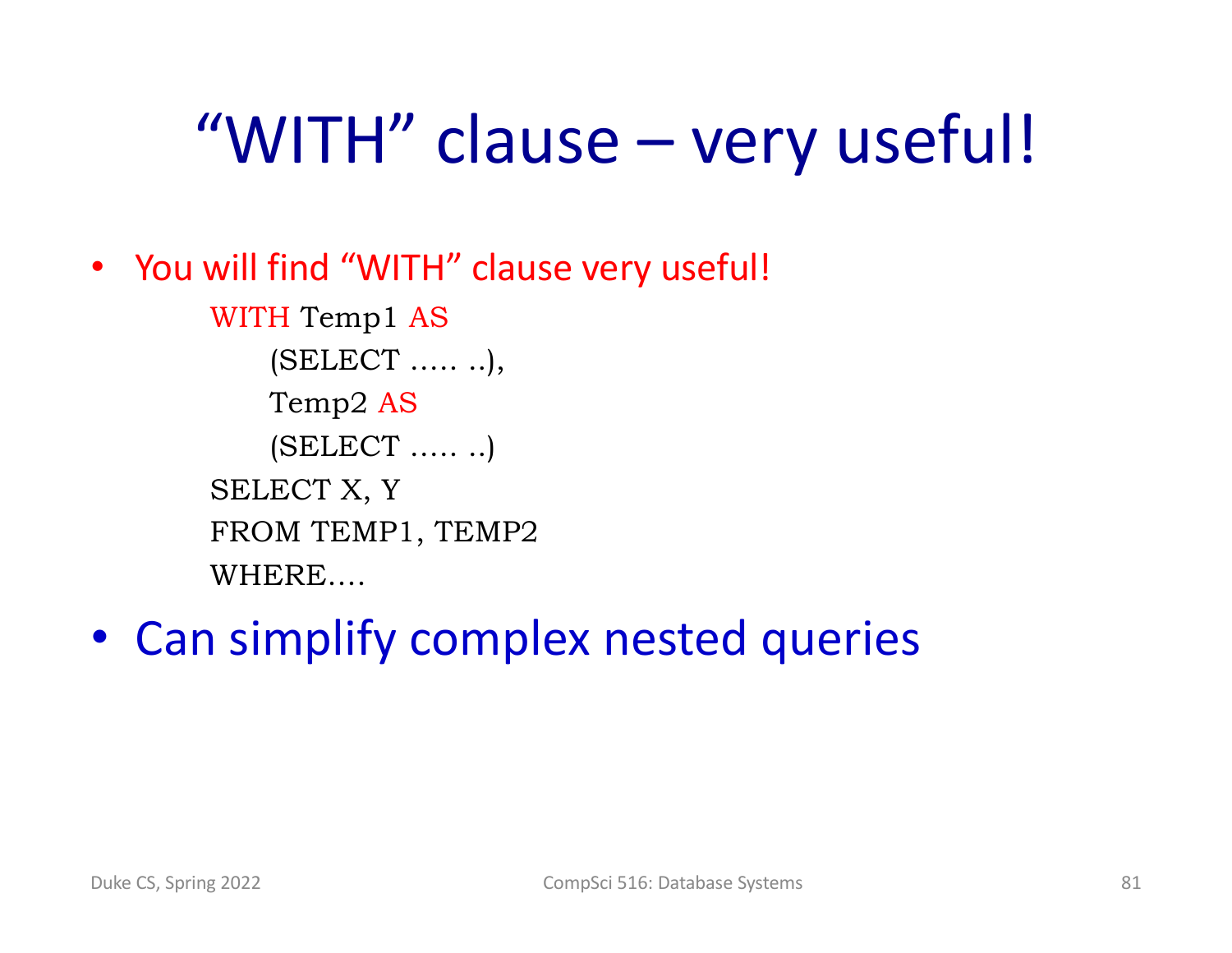# “WITH” clause – very useful!

- You will find “WITH” clause very useful!

```
WITH Temp1 AS
    (SELECT ..... ..),
    Temp2 AS
    (SELECT ..... ..)
SELECT X, Y
FROM TEMP1, TEMP2
WHERE....
```

- Can simplify complex nested queries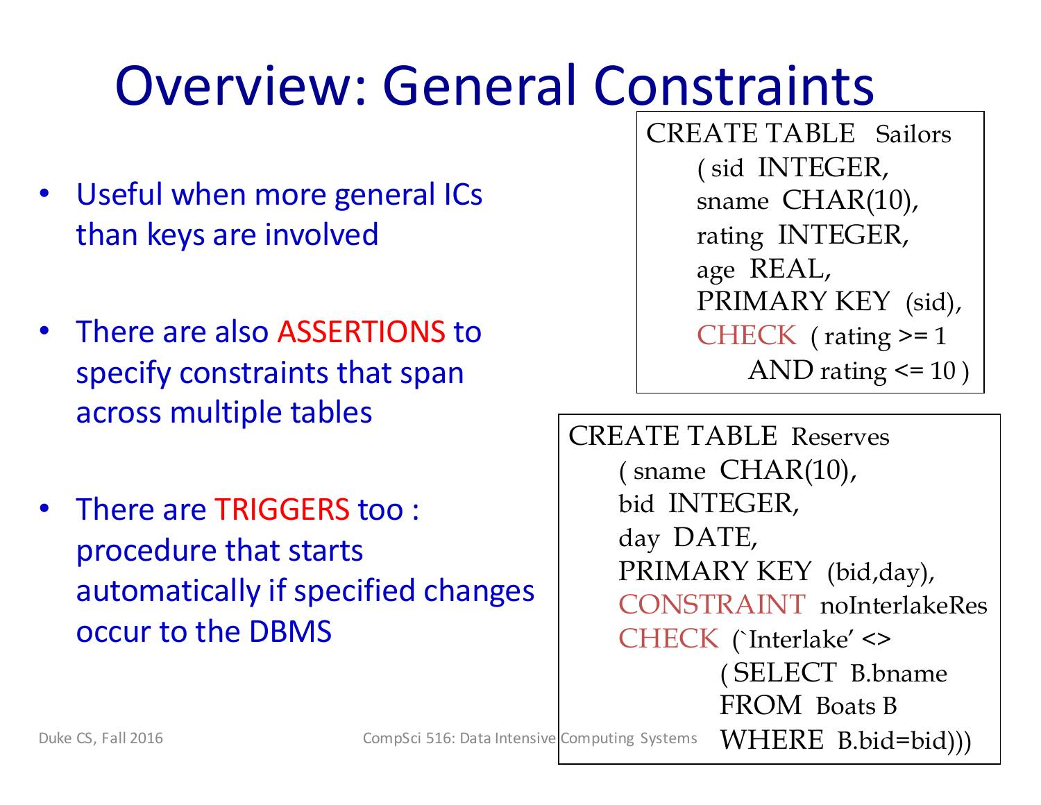# Overview: General Constraints

- Useful when more general ICs than keys are involved
- There are also ASSERTIONS to specify constraints that span across multiple tables
- There are TRIGGERS too : procedure that starts automatically if specified changes occur to the DBMS

```
CREATE TABLE  Sailors
     ( sid  INTEGER,
     sname  CHAR(10),
     rating  INTEGER,
     age  REAL,
     PRIMARY KEY  (sid),
     CHECK  ( rating >= 1
          AND rating <= 10 )
```

```
CREATE TABLE  Reserves
     ( sname  CHAR(10),
     bid  INTEGER,
     day  DATE,
     PRIMARY KEY  (bid,day),
     CONSTRAINT  noInterlakeRes
     CHECK  (`Interlake' <>
          ( SELECT  B.bname
          FROM  Boats B
          WHERE  B.bid=bid)))
```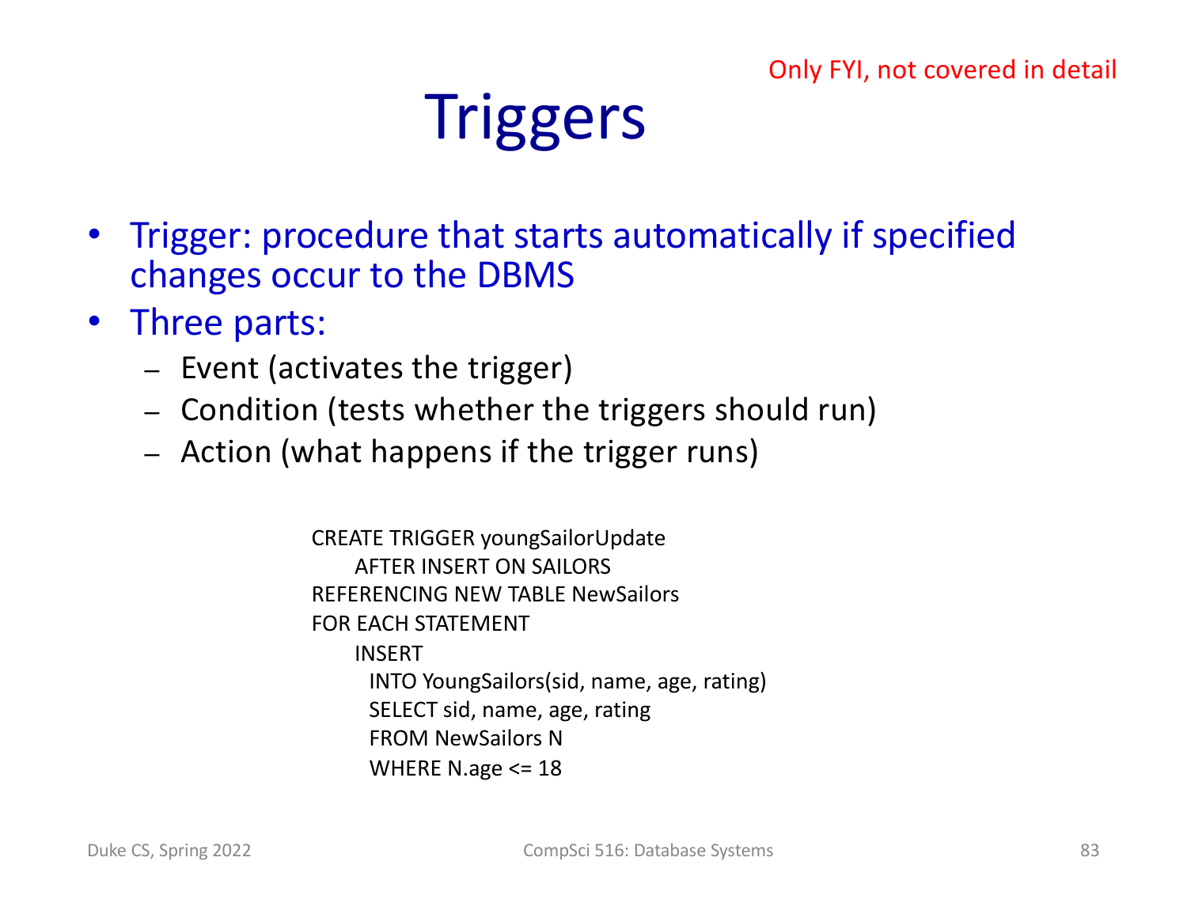Only FYI, not covered in detail

# Triggers

- Trigger: procedure that starts automatically if specified changes occur to the DBMS
- Three parts:
  - Event (activates the trigger)
  - Condition (tests whether the triggers should run)
  - Action (what happens if the trigger runs)

```
CREATE TRIGGER youngSailorUpdate
    AFTER INSERT ON SAILORS
REFERENCING NEW TABLE NewSailors
FOR EACH STATEMENT
    INSERT
      INTO YoungSailors(sid, name, age, rating)
      SELECT sid, name, age, rating
      FROM NewSailors N
      WHERE N.age <= 18
```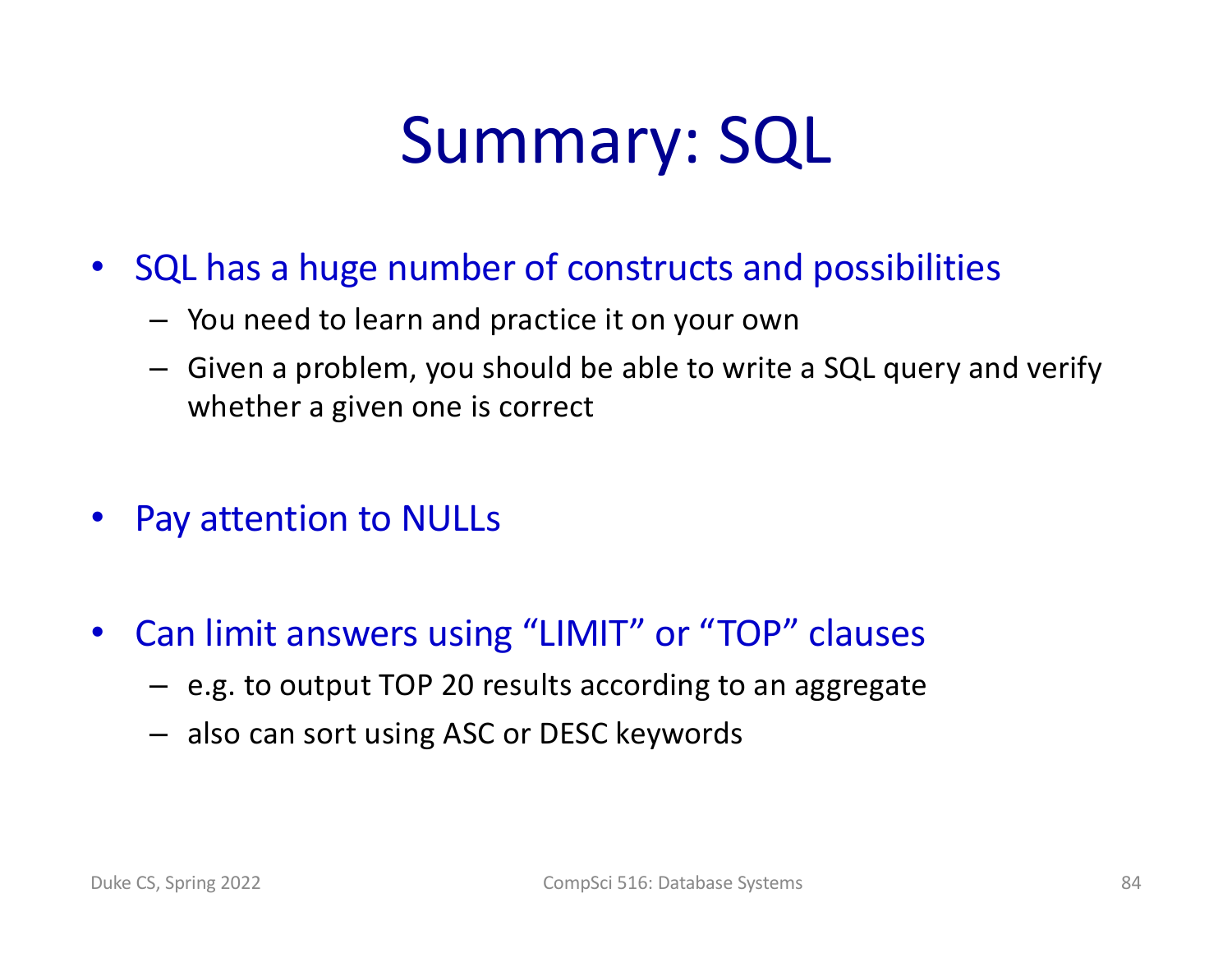# Summary: SQL

- SQL has a huge number of constructs and possibilities
  - You need to learn and practice it on your own
  - Given a problem, you should be able to write a SQL query and verify whether a given one is correct

- Pay attention to NULLs

- Can limit answers using “LIMIT” or “TOP” clauses
  - e.g. to output TOP 20 results according to an aggregate
  - also can sort using ASC or DESC keywords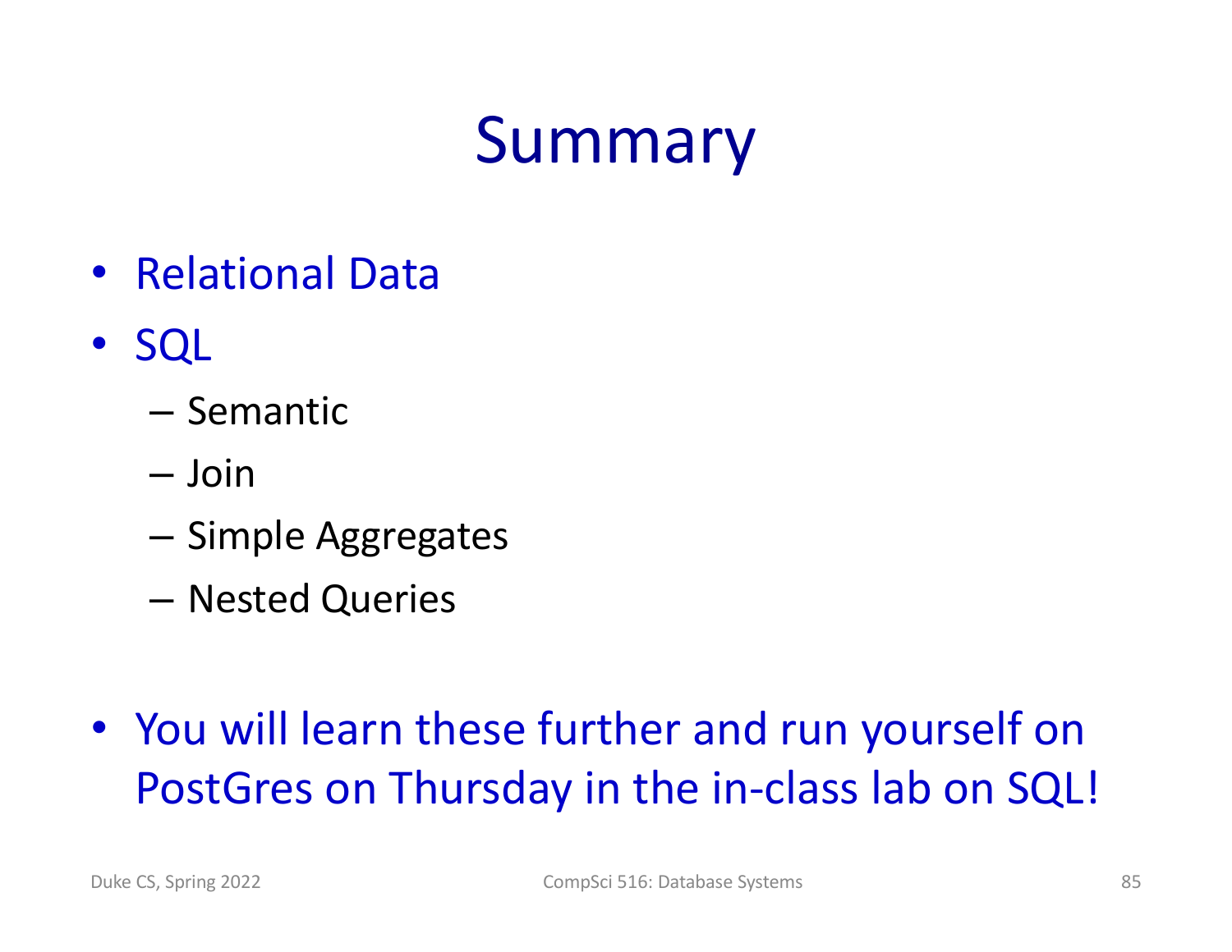# Summary

- Relational Data
- SQL
  - Semantic
  - Join
  - Simple Aggregates
  - Nested Queries

- You will learn these further and run yourself on PostGres on Thursday in the in-class lab on SQL!